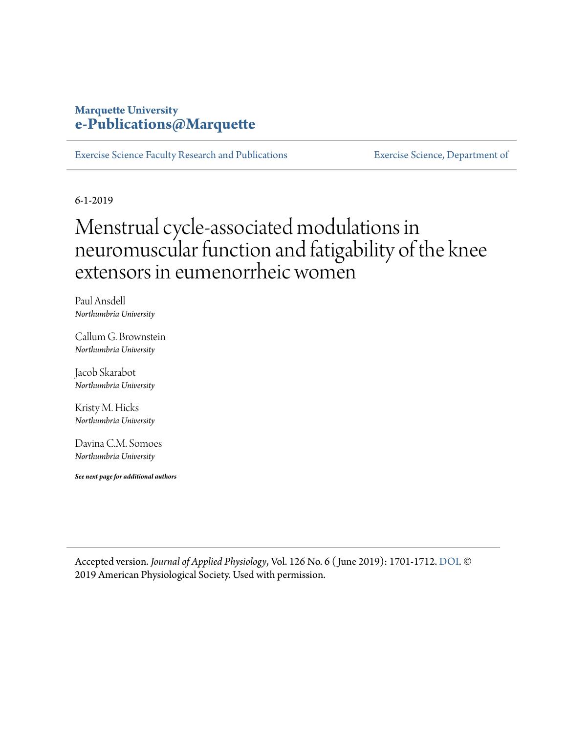Marquette University
**e-Publications@Marquette**

Exercise Science Faculty Research and Publications | Exercise Science, Department of

6-1-2019

# Menstrual cycle-associated modulations in neuromuscular function and fatigability of the knee extensors in eumenorrheic women

Paul Ansdell
*Northumbria University*

Callum G. Brownstein
*Northumbria University*

Jacob Skarabot
*Northumbria University*

Kristy M. Hicks
*Northumbria University*

Davina C.M. Somoes
*Northumbria University*

***See next page for additional authors***

Accepted version. *Journal of Applied Physiology*, Vol. 126 No. 6 (June 2019): 1701-1712. DOI. © 2019 American Physiological Society. Used with permission.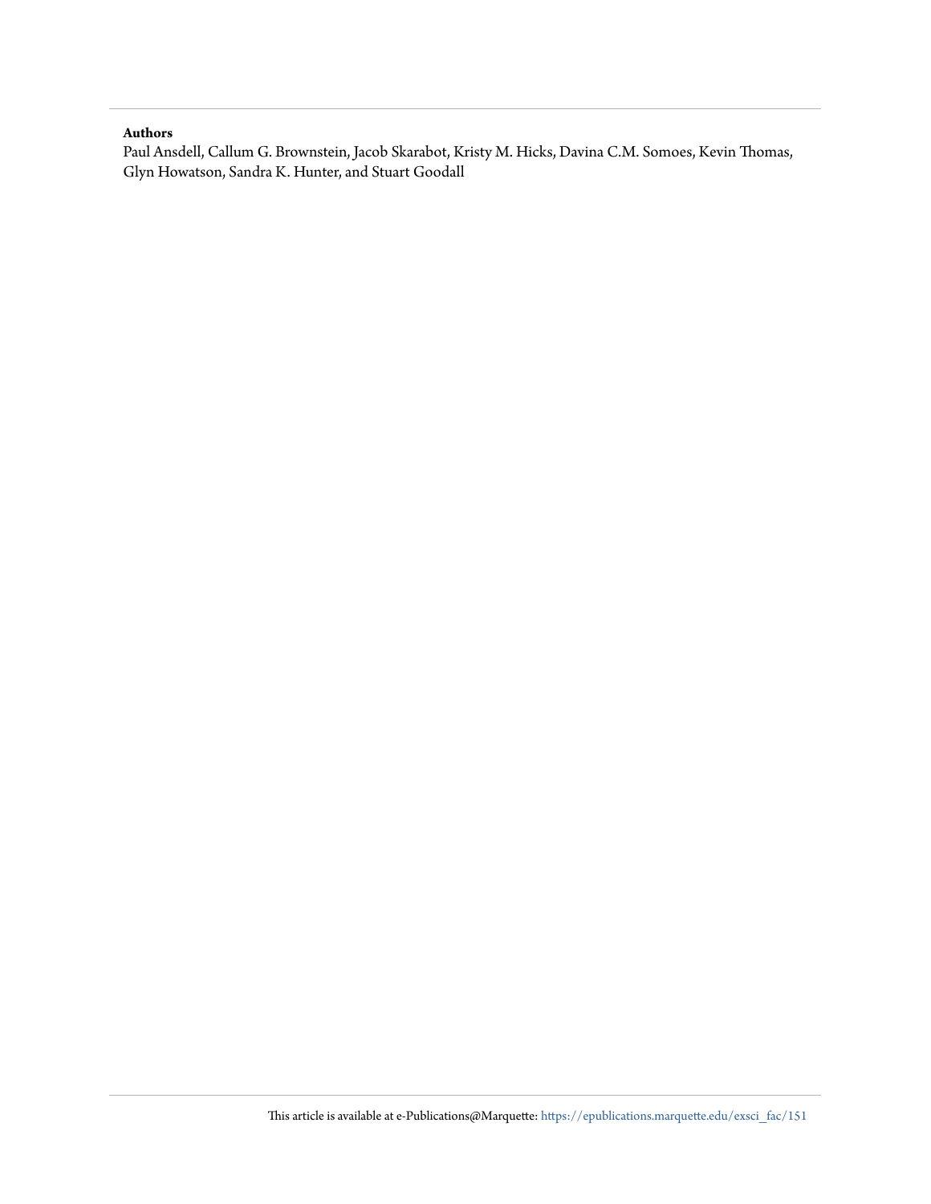**Authors**

Paul Ansdell, Callum G. Brownstein, Jacob Skarabot, Kristy M. Hicks, Davina C.M. Somoes, Kevin Thomas, Glyn Howatson, Sandra K. Hunter, and Stuart Goodall

This article is available at e-Publications@Marquette: https://epublications.marquette.edu/exsci_fac/151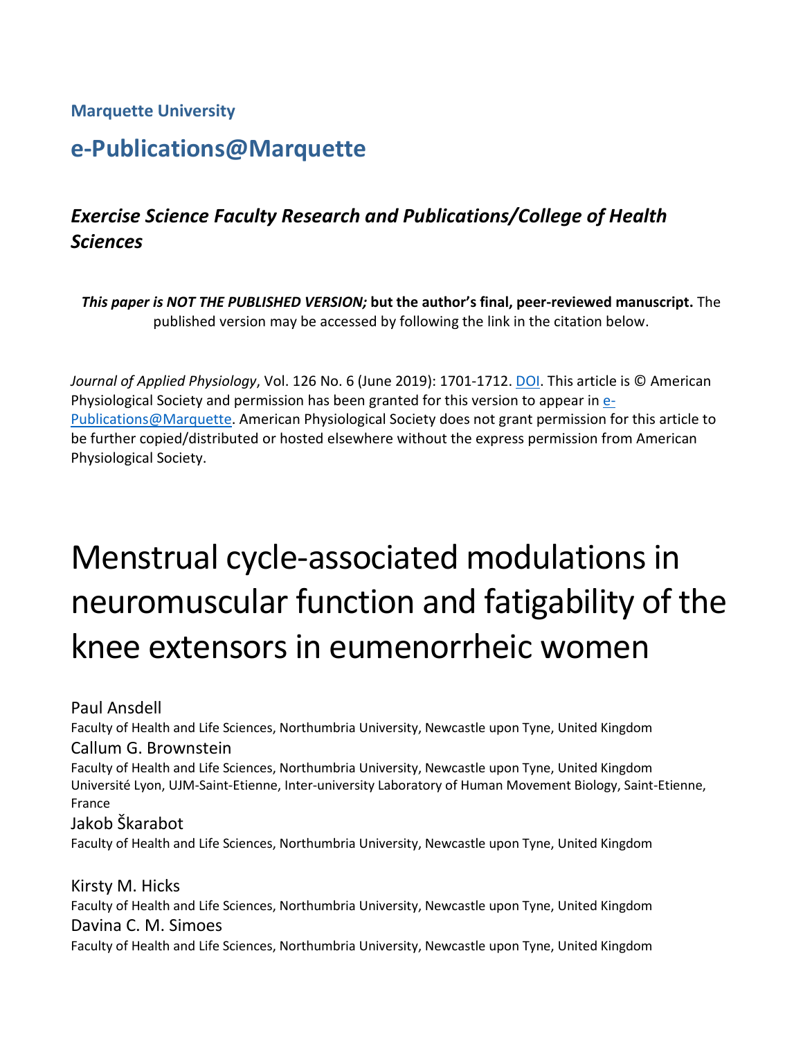**Marquette University**

## e-Publications@Marquette

### *Exercise Science Faculty Research and Publications/College of Health Sciences*

***This paper is NOT THE PUBLISHED VERSION;* but the author's final, peer-reviewed manuscript.** The published version may be accessed by following the link in the citation below.

*Journal of Applied Physiology*, Vol. 126 No. 6 (June 2019): 1701-1712. DOI. This article is © American Physiological Society and permission has been granted for this version to appear in e-Publications@Marquette. American Physiological Society does not grant permission for this article to be further copied/distributed or hosted elsewhere without the express permission from American Physiological Society.

# Menstrual cycle-associated modulations in neuromuscular function and fatigability of the knee extensors in eumenorrheic women

Paul Ansdell
Faculty of Health and Life Sciences, Northumbria University, Newcastle upon Tyne, United Kingdom

Callum G. Brownstein
Faculty of Health and Life Sciences, Northumbria University, Newcastle upon Tyne, United Kingdom
Université Lyon, UJM-Saint-Etienne, Inter-university Laboratory of Human Movement Biology, Saint-Etienne, France

Jakob Škarabot
Faculty of Health and Life Sciences, Northumbria University, Newcastle upon Tyne, United Kingdom

Kirsty M. Hicks
Faculty of Health and Life Sciences, Northumbria University, Newcastle upon Tyne, United Kingdom

Davina C. M. Simoes
Faculty of Health and Life Sciences, Northumbria University, Newcastle upon Tyne, United Kingdom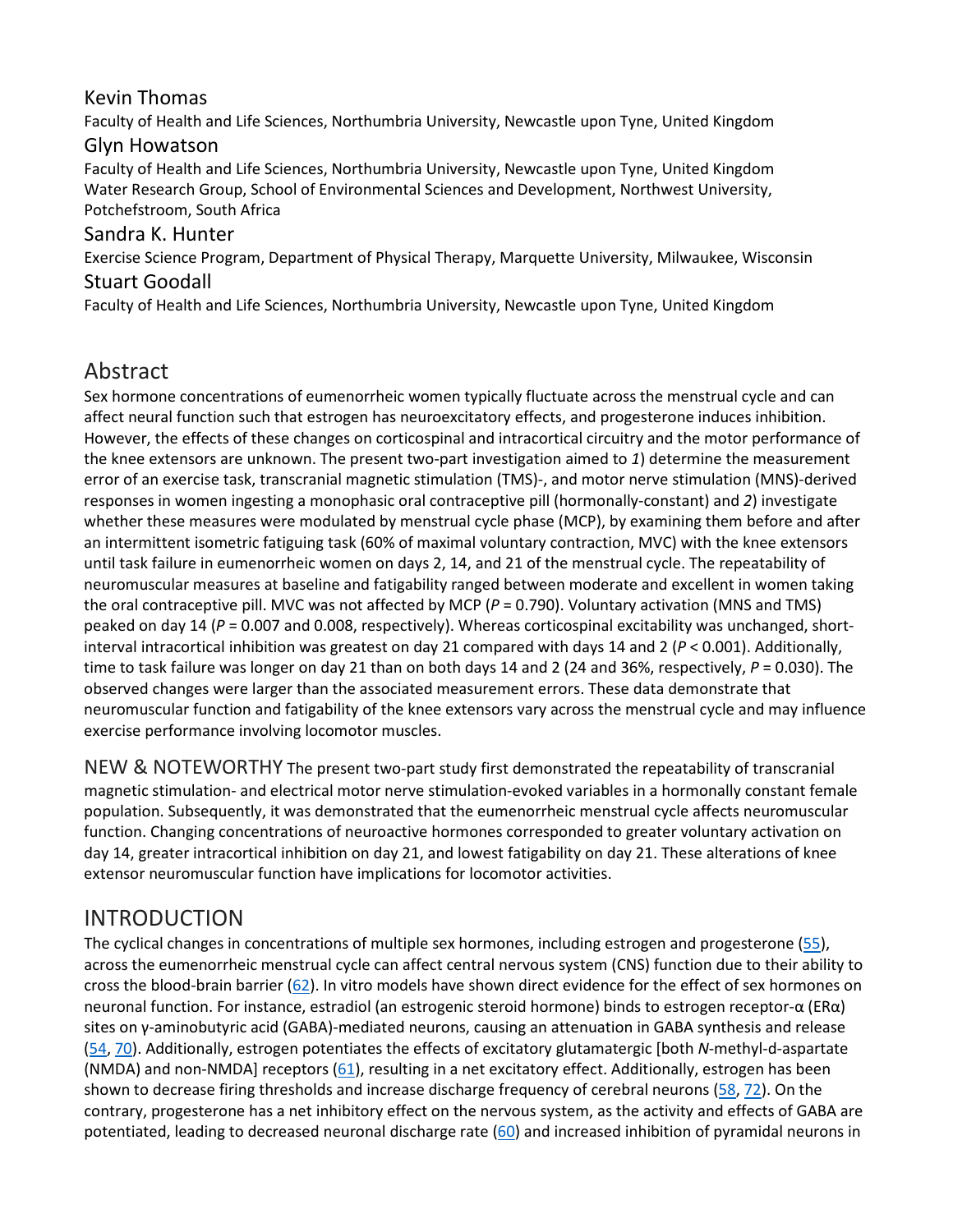Kevin Thomas

Faculty of Health and Life Sciences, Northumbria University, Newcastle upon Tyne, United Kingdom

Glyn Howatson

Faculty of Health and Life Sciences, Northumbria University, Newcastle upon Tyne, United Kingdom
Water Research Group, School of Environmental Sciences and Development, Northwest University, Potchefstroom, South Africa

Sandra K. Hunter

Exercise Science Program, Department of Physical Therapy, Marquette University, Milwaukee, Wisconsin

Stuart Goodall

Faculty of Health and Life Sciences, Northumbria University, Newcastle upon Tyne, United Kingdom

## Abstract

Sex hormone concentrations of eumenorrheic women typically fluctuate across the menstrual cycle and can affect neural function such that estrogen has neuroexcitatory effects, and progesterone induces inhibition. However, the effects of these changes on corticospinal and intracortical circuitry and the motor performance of the knee extensors are unknown. The present two-part investigation aimed to *1*) determine the measurement error of an exercise task, transcranial magnetic stimulation (TMS)-, and motor nerve stimulation (MNS)-derived responses in women ingesting a monophasic oral contraceptive pill (hormonally-constant) and *2*) investigate whether these measures were modulated by menstrual cycle phase (MCP), by examining them before and after an intermittent isometric fatiguing task (60% of maximal voluntary contraction, MVC) with the knee extensors until task failure in eumenorrheic women on days 2, 14, and 21 of the menstrual cycle. The repeatability of neuromuscular measures at baseline and fatigability ranged between moderate and excellent in women taking the oral contraceptive pill. MVC was not affected by MCP ($P = 0.790$). Voluntary activation (MNS and TMS) peaked on day 14 ($P = 0.007$ and 0.008, respectively). Whereas corticospinal excitability was unchanged, short-interval intracortical inhibition was greatest on day 21 compared with days 14 and 2 ($P < 0.001$). Additionally, time to task failure was longer on day 21 than on both days 14 and 2 (24 and 36%, respectively, $P = 0.030$). The observed changes were larger than the associated measurement errors. These data demonstrate that neuromuscular function and fatigability of the knee extensors vary across the menstrual cycle and may influence exercise performance involving locomotor muscles.

**NEW & NOTEWORTHY** The present two-part study first demonstrated the repeatability of transcranial magnetic stimulation- and electrical motor nerve stimulation-evoked variables in a hormonally constant female population. Subsequently, it was demonstrated that the eumenorrheic menstrual cycle affects neuromuscular function. Changing concentrations of neuroactive hormones corresponded to greater voluntary activation on day 14, greater intracortical inhibition on day 21, and lowest fatigability on day 21. These alterations of knee extensor neuromuscular function have implications for locomotor activities.

## INTRODUCTION

The cyclical changes in concentrations of multiple sex hormones, including estrogen and progesterone (55), across the eumenorrheic menstrual cycle can affect central nervous system (CNS) function due to their ability to cross the blood-brain barrier (62). In vitro models have shown direct evidence for the effect of sex hormones on neuronal function. For instance, estradiol (an estrogenic steroid hormone) binds to estrogen receptor-α (ERα) sites on γ-aminobutyric acid (GABA)-mediated neurons, causing an attenuation in GABA synthesis and release (54, 70). Additionally, estrogen potentiates the effects of excitatory glutamatergic [both *N*-methyl-d-aspartate (NMDA) and non-NMDA] receptors (61), resulting in a net excitatory effect. Additionally, estrogen has been shown to decrease firing thresholds and increase discharge frequency of cerebral neurons (58, 72). On the contrary, progesterone has a net inhibitory effect on the nervous system, as the activity and effects of GABA are potentiated, leading to decreased neuronal discharge rate (60) and increased inhibition of pyramidal neurons in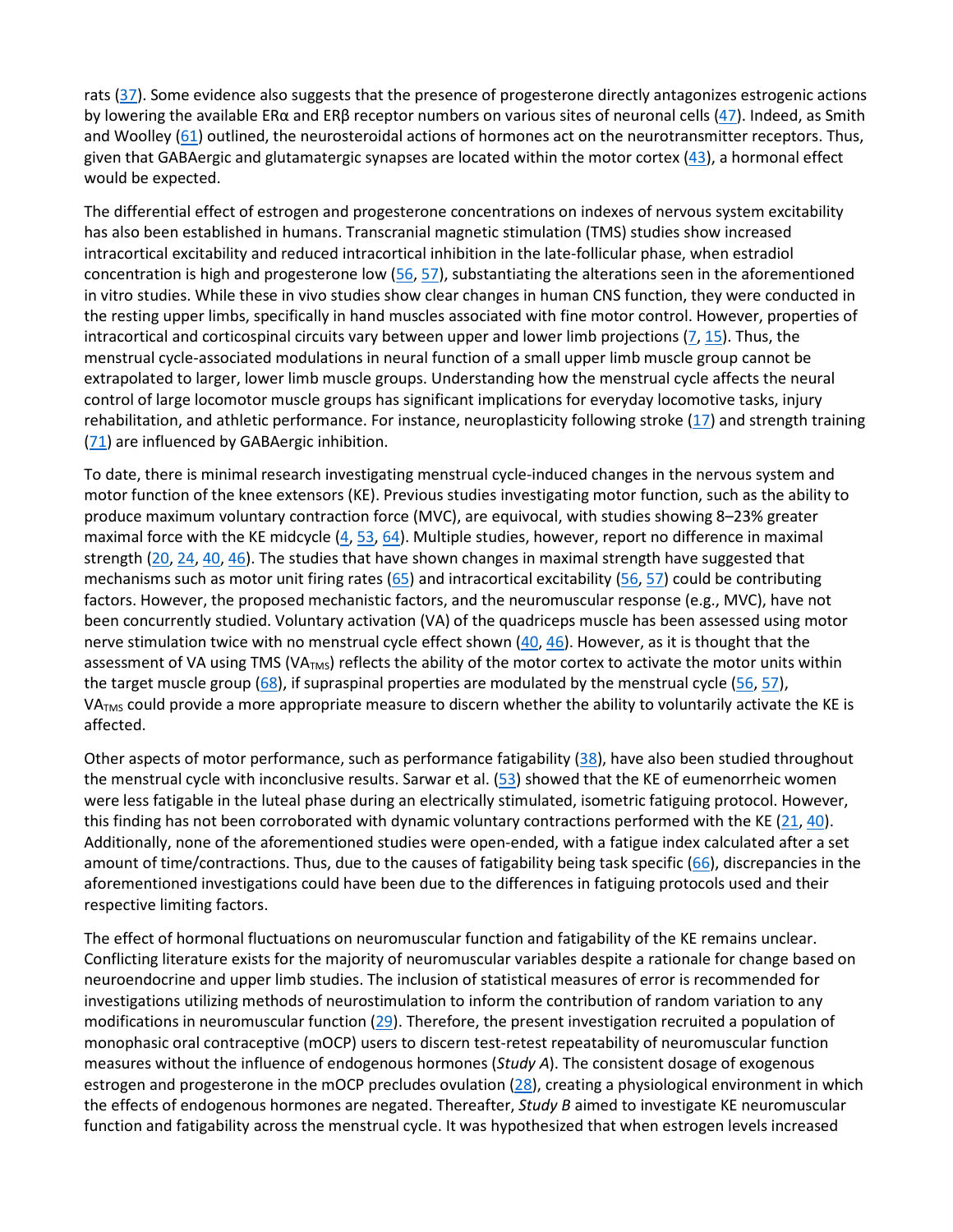rats (37). Some evidence also suggests that the presence of progesterone directly antagonizes estrogenic actions by lowering the available ERα and ERβ receptor numbers on various sites of neuronal cells (47). Indeed, as Smith and Woolley (61) outlined, the neurosteroidal actions of hormones act on the neurotransmitter receptors. Thus, given that GABAergic and glutamatergic synapses are located within the motor cortex (43), a hormonal effect would be expected.

The differential effect of estrogen and progesterone concentrations on indexes of nervous system excitability has also been established in humans. Transcranial magnetic stimulation (TMS) studies show increased intracortical excitability and reduced intracortical inhibition in the late-follicular phase, when estradiol concentration is high and progesterone low (56, 57), substantiating the alterations seen in the aforementioned in vitro studies. While these in vivo studies show clear changes in human CNS function, they were conducted in the resting upper limbs, specifically in hand muscles associated with fine motor control. However, properties of intracortical and corticospinal circuits vary between upper and lower limb projections (7, 15). Thus, the menstrual cycle-associated modulations in neural function of a small upper limb muscle group cannot be extrapolated to larger, lower limb muscle groups. Understanding how the menstrual cycle affects the neural control of large locomotor muscle groups has significant implications for everyday locomotive tasks, injury rehabilitation, and athletic performance. For instance, neuroplasticity following stroke (17) and strength training (71) are influenced by GABAergic inhibition.

To date, there is minimal research investigating menstrual cycle-induced changes in the nervous system and motor function of the knee extensors (KE). Previous studies investigating motor function, such as the ability to produce maximum voluntary contraction force (MVC), are equivocal, with studies showing 8–23% greater maximal force with the KE midcycle (4, 53, 64). Multiple studies, however, report no difference in maximal strength (20, 24, 40, 46). The studies that have shown changes in maximal strength have suggested that mechanisms such as motor unit firing rates (65) and intracortical excitability (56, 57) could be contributing factors. However, the proposed mechanistic factors, and the neuromuscular response (e.g., MVC), have not been concurrently studied. Voluntary activation (VA) of the quadriceps muscle has been assessed using motor nerve stimulation twice with no menstrual cycle effect shown (40, 46). However, as it is thought that the assessment of VA using TMS ($VA_{TMS}$) reflects the ability of the motor cortex to activate the motor units within the target muscle group (68), if supraspinal properties are modulated by the menstrual cycle (56, 57), $VA_{TMS}$ could provide a more appropriate measure to discern whether the ability to voluntarily activate the KE is affected.

Other aspects of motor performance, such as performance fatigability (38), have also been studied throughout the menstrual cycle with inconclusive results. Sarwar et al. (53) showed that the KE of eumenorrheic women were less fatigable in the luteal phase during an electrically stimulated, isometric fatiguing protocol. However, this finding has not been corroborated with dynamic voluntary contractions performed with the KE (21, 40). Additionally, none of the aforementioned studies were open-ended, with a fatigue index calculated after a set amount of time/contractions. Thus, due to the causes of fatigability being task specific (66), discrepancies in the aforementioned investigations could have been due to the differences in fatiguing protocols used and their respective limiting factors.

The effect of hormonal fluctuations on neuromuscular function and fatigability of the KE remains unclear. Conflicting literature exists for the majority of neuromuscular variables despite a rationale for change based on neuroendocrine and upper limb studies. The inclusion of statistical measures of error is recommended for investigations utilizing methods of neurostimulation to inform the contribution of random variation to any modifications in neuromuscular function (29). Therefore, the present investigation recruited a population of monophasic oral contraceptive (mOCP) users to discern test-retest repeatability of neuromuscular function measures without the influence of endogenous hormones (*Study A*). The consistent dosage of exogenous estrogen and progesterone in the mOCP precludes ovulation (28), creating a physiological environment in which the effects of endogenous hormones are negated. Thereafter, *Study B* aimed to investigate KE neuromuscular function and fatigability across the menstrual cycle. It was hypothesized that when estrogen levels increased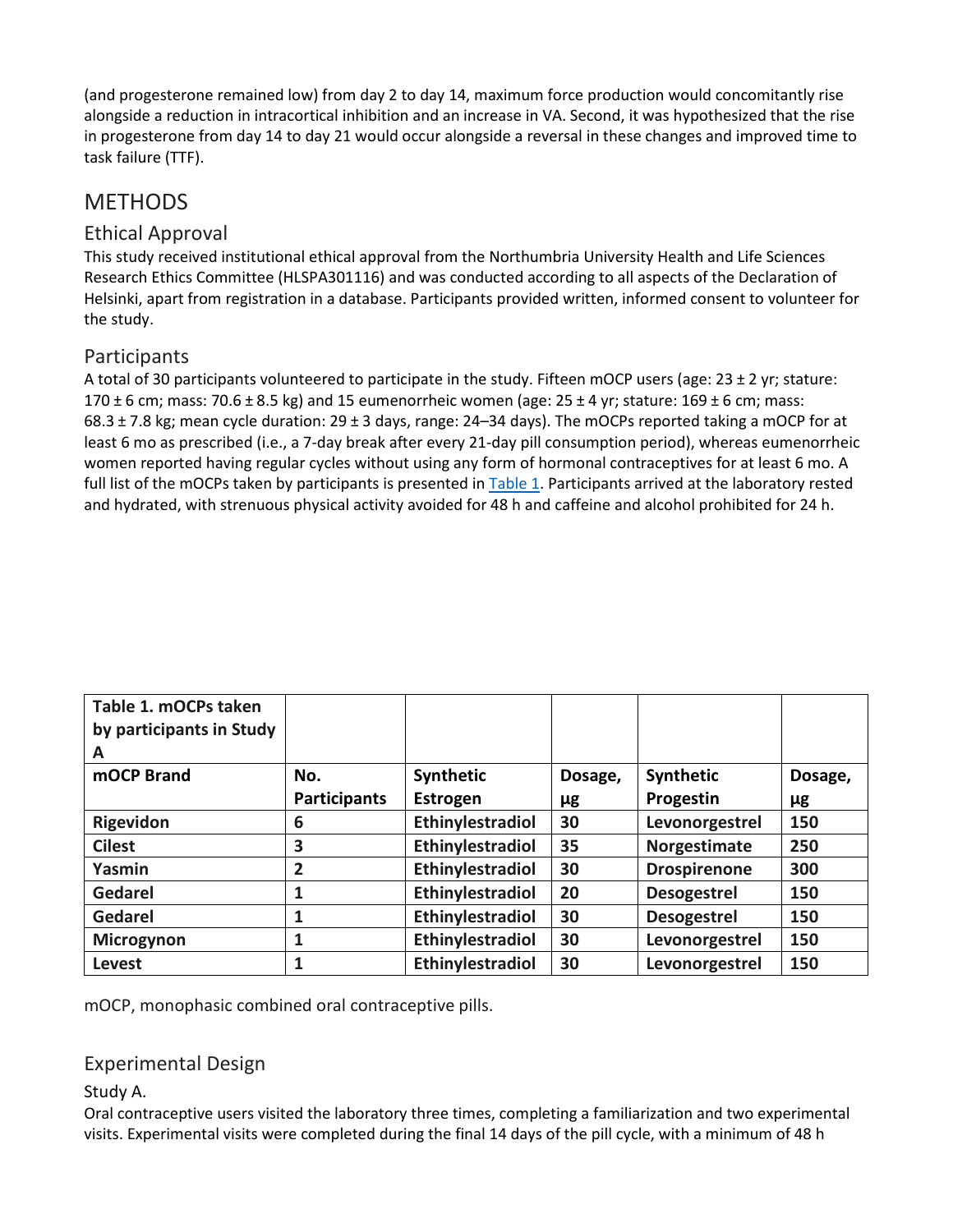(and progesterone remained low) from day 2 to day 14, maximum force production would concomitantly rise alongside a reduction in intracortical inhibition and an increase in VA. Second, it was hypothesized that the rise in progesterone from day 14 to day 21 would occur alongside a reversal in these changes and improved time to task failure (TTF).

# METHODS

## Ethical Approval

This study received institutional ethical approval from the Northumbria University Health and Life Sciences Research Ethics Committee (HLSPA301116) and was conducted according to all aspects of the Declaration of Helsinki, apart from registration in a database. Participants provided written, informed consent to volunteer for the study.

## Participants

A total of 30 participants volunteered to participate in the study. Fifteen mOCP users (age: 23 ± 2 yr; stature: 170 ± 6 cm; mass: 70.6 ± 8.5 kg) and 15 eumenorrheic women (age: 25 ± 4 yr; stature: 169 ± 6 cm; mass: 68.3 ± 7.8 kg; mean cycle duration: 29 ± 3 days, range: 24–34 days). The mOCPs reported taking a mOCP for at least 6 mo as prescribed (i.e., a 7-day break after every 21-day pill consumption period), whereas eumenorrheic women reported having regular cycles without using any form of hormonal contraceptives for at least 6 mo. A full list of the mOCPs taken by participants is presented in Table 1. Participants arrived at the laboratory rested and hydrated, with strenuous physical activity avoided for 48 h and caffeine and alcohol prohibited for 24 h.

**Table 1. mOCPs taken by participants in Study A**

| mOCP Brand | No. Participants | Synthetic Estrogen | Dosage, µg | Synthetic Progestin | Dosage, µg |
|---|---|---|---|---|---|
| Rigevidon | 6 | Ethinylestradiol | 30 | Levonorgestrel | 150 |
| Cilest | 3 | Ethinylestradiol | 35 | Norgestimate | 250 |
| Yasmin | 2 | Ethinylestradiol | 30 | Drospirenone | 300 |
| Gedarel | 1 | Ethinylestradiol | 20 | Desogestrel | 150 |
| Gedarel | 1 | Ethinylestradiol | 30 | Desogestrel | 150 |
| Microgynon | 1 | Ethinylestradiol | 30 | Levonorgestrel | 150 |
| Levest | 1 | Ethinylestradiol | 30 | Levonorgestrel | 150 |

mOCP, monophasic combined oral contraceptive pills.

## Experimental Design

### Study A.

Oral contraceptive users visited the laboratory three times, completing a familiarization and two experimental visits. Experimental visits were completed during the final 14 days of the pill cycle, with a minimum of 48 h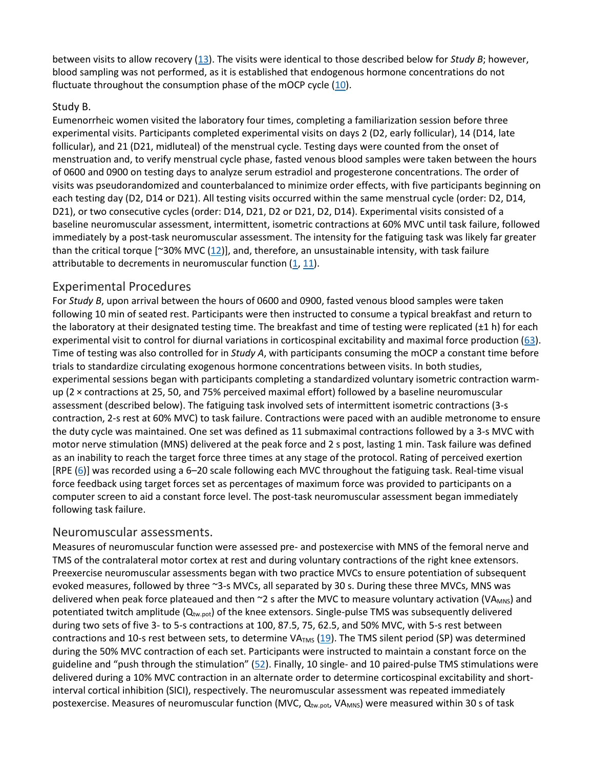between visits to allow recovery (13). The visits were identical to those described below for *Study B*; however, blood sampling was not performed, as it is established that endogenous hormone concentrations do not fluctuate throughout the consumption phase of the mOCP cycle (10).

### Study B.

Eumenorrheic women visited the laboratory four times, completing a familiarization session before three experimental visits. Participants completed experimental visits on days 2 (D2, early follicular), 14 (D14, late follicular), and 21 (D21, midluteal) of the menstrual cycle. Testing days were counted from the onset of menstruation and, to verify menstrual cycle phase, fasted venous blood samples were taken between the hours of 0600 and 0900 on testing days to analyze serum estradiol and progesterone concentrations. The order of visits was pseudorandomized and counterbalanced to minimize order effects, with five participants beginning on each testing day (D2, D14 or D21). All testing visits occurred within the same menstrual cycle (order: D2, D14, D21), or two consecutive cycles (order: D14, D21, D2 or D21, D2, D14). Experimental visits consisted of a baseline neuromuscular assessment, intermittent, isometric contractions at 60% MVC until task failure, followed immediately by a post-task neuromuscular assessment. The intensity for the fatiguing task was likely far greater than the critical torque [~30% MVC (12)], and, therefore, an unsustainable intensity, with task failure attributable to decrements in neuromuscular function (1, 11).

## Experimental Procedures

For *Study B*, upon arrival between the hours of 0600 and 0900, fasted venous blood samples were taken following 10 min of seated rest. Participants were then instructed to consume a typical breakfast and return to the laboratory at their designated testing time. The breakfast and time of testing were replicated (±1 h) for each experimental visit to control for diurnal variations in corticospinal excitability and maximal force production (63). Time of testing was also controlled for in *Study A*, with participants consuming the mOCP a constant time before trials to standardize circulating exogenous hormone concentrations between visits. In both studies, experimental sessions began with participants completing a standardized voluntary isometric contraction warm-up (2 × contractions at 25, 50, and 75% perceived maximal effort) followed by a baseline neuromuscular assessment (described below). The fatiguing task involved sets of intermittent isometric contractions (3-s contraction, 2-s rest at 60% MVC) to task failure. Contractions were paced with an audible metronome to ensure the duty cycle was maintained. One set was defined as 11 submaximal contractions followed by a 3-s MVC with motor nerve stimulation (MNS) delivered at the peak force and 2 s post, lasting 1 min. Task failure was defined as an inability to reach the target force three times at any stage of the protocol. Rating of perceived exertion [RPE (6)] was recorded using a 6–20 scale following each MVC throughout the fatiguing task. Real-time visual force feedback using target forces set as percentages of maximum force was provided to participants on a computer screen to aid a constant force level. The post-task neuromuscular assessment began immediately following task failure.

### Neuromuscular assessments.

Measures of neuromuscular function were assessed pre- and postexercise with MNS of the femoral nerve and TMS of the contralateral motor cortex at rest and during voluntary contractions of the right knee extensors. Preexercise neuromuscular assessments began with two practice MVCs to ensure potentiation of subsequent evoked measures, followed by three ~3-s MVCs, all separated by 30 s. During these three MVCs, MNS was delivered when peak force plateaued and then ~2 s after the MVC to measure voluntary activation ($VA_{MNS}$) and potentiated twitch amplitude ($Q_{tw.pot}$) of the knee extensors. Single-pulse TMS was subsequently delivered during two sets of five 3- to 5-s contractions at 100, 87.5, 75, 62.5, and 50% MVC, with 5-s rest between contractions and 10-s rest between sets, to determine $VA_{TMS}$ (19). The TMS silent period (SP) was determined during the 50% MVC contraction of each set. Participants were instructed to maintain a constant force on the guideline and "push through the stimulation" (52). Finally, 10 single- and 10 paired-pulse TMS stimulations were delivered during a 10% MVC contraction in an alternate order to determine corticospinal excitability and short-interval cortical inhibition (SICI), respectively. The neuromuscular assessment was repeated immediately postexercise. Measures of neuromuscular function (MVC, $Q_{tw.pot}$, $VA_{MNS}$) were measured within 30 s of task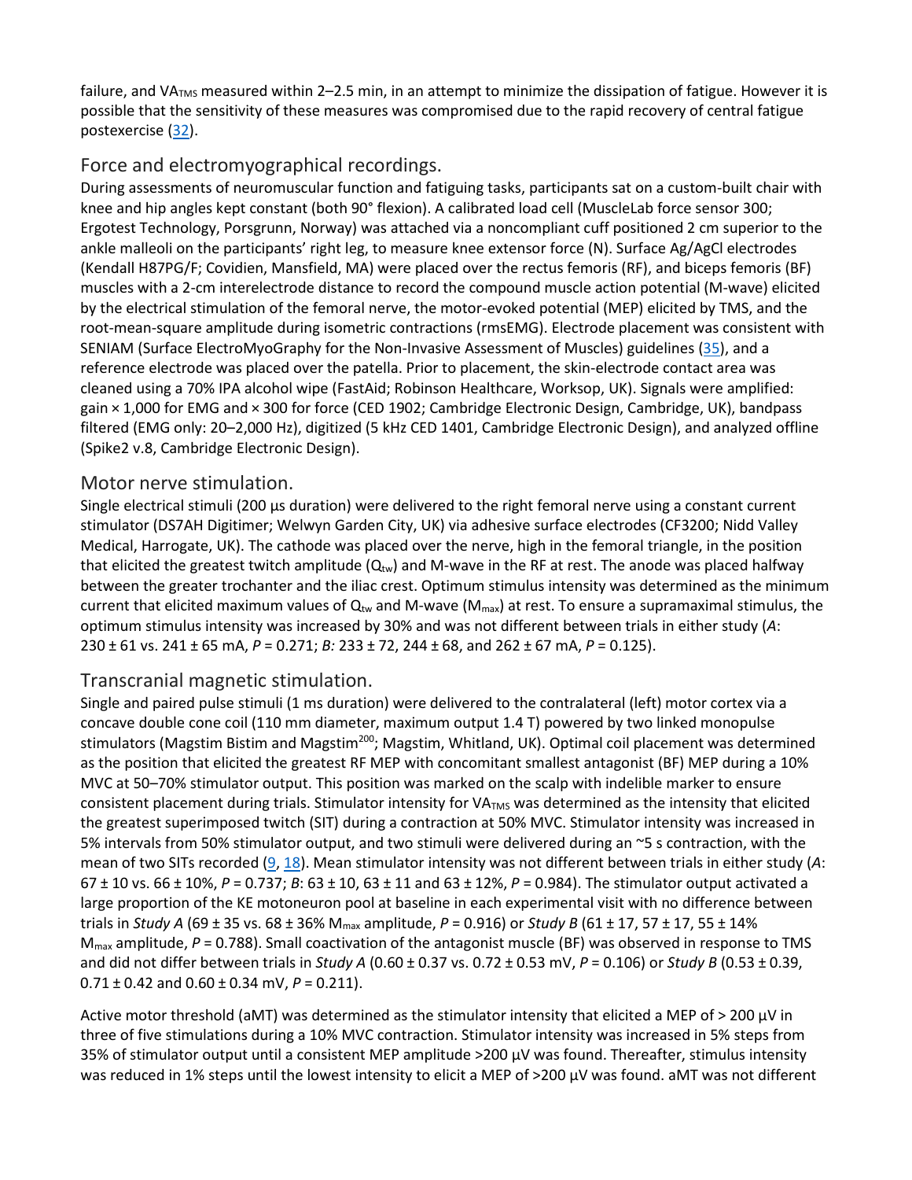failure, and $VA_{TMS}$ measured within 2–2.5 min, in an attempt to minimize the dissipation of fatigue. However it is possible that the sensitivity of these measures was compromised due to the rapid recovery of central fatigue postexercise (32).

### Force and electromyographical recordings.

During assessments of neuromuscular function and fatiguing tasks, participants sat on a custom-built chair with knee and hip angles kept constant (both 90° flexion). A calibrated load cell (MuscleLab force sensor 300; Ergotest Technology, Porsgrunn, Norway) was attached via a noncompliant cuff positioned 2 cm superior to the ankle malleoli on the participants' right leg, to measure knee extensor force (N). Surface Ag/AgCl electrodes (Kendall H87PG/F; Covidien, Mansfield, MA) were placed over the rectus femoris (RF), and biceps femoris (BF) muscles with a 2-cm interelectrode distance to record the compound muscle action potential (M-wave) elicited by the electrical stimulation of the femoral nerve, the motor-evoked potential (MEP) elicited by TMS, and the root-mean-square amplitude during isometric contractions (rmsEMG). Electrode placement was consistent with SENIAM (Surface ElectroMyoGraphy for the Non-Invasive Assessment of Muscles) guidelines (35), and a reference electrode was placed over the patella. Prior to placement, the skin-electrode contact area was cleaned using a 70% IPA alcohol wipe (FastAid; Robinson Healthcare, Worksop, UK). Signals were amplified: gain × 1,000 for EMG and × 300 for force (CED 1902; Cambridge Electronic Design, Cambridge, UK), bandpass filtered (EMG only: 20–2,000 Hz), digitized (5 kHz CED 1401, Cambridge Electronic Design), and analyzed offline (Spike2 v.8, Cambridge Electronic Design).

### Motor nerve stimulation.

Single electrical stimuli (200 µs duration) were delivered to the right femoral nerve using a constant current stimulator (DS7AH Digitimer; Welwyn Garden City, UK) via adhesive surface electrodes (CF3200; Nidd Valley Medical, Harrogate, UK). The cathode was placed over the nerve, high in the femoral triangle, in the position that elicited the greatest twitch amplitude ($Q_{tw}$) and M-wave in the RF at rest. The anode was placed halfway between the greater trochanter and the iliac crest. Optimum stimulus intensity was determined as the minimum current that elicited maximum values of $Q_{tw}$ and M-wave ($M_{max}$) at rest. To ensure a supramaximal stimulus, the optimum stimulus intensity was increased by 30% and was not different between trials in either study (*A*: 230 ± 61 vs. 241 ± 65 mA, $P = 0.271$; *B:* 233 ± 72, 244 ± 68, and 262 ± 67 mA, $P = 0.125$).

### Transcranial magnetic stimulation.

Single and paired pulse stimuli (1 ms duration) were delivered to the contralateral (left) motor cortex via a concave double cone coil (110 mm diameter, maximum output 1.4 T) powered by two linked monopulse stimulators (Magstim Bistim and Magstim[200]; Magstim, Whitland, UK). Optimal coil placement was determined as the position that elicited the greatest RF MEP with concomitant smallest antagonist (BF) MEP during a 10% MVC at 50–70% stimulator output. This position was marked on the scalp with indelible marker to ensure consistent placement during trials. Stimulator intensity for $VA_{TMS}$ was determined as the intensity that elicited the greatest superimposed twitch (SIT) during a contraction at 50% MVC. Stimulator intensity was increased in 5% intervals from 50% stimulator output, and two stimuli were delivered during an ~5 s contraction, with the mean of two SITs recorded (9, 18). Mean stimulator intensity was not different between trials in either study (*A*: 67 ± 10 vs. 66 ± 10%, $P = 0.737$; *B*: 63 ± 10, 63 ± 11 and 63 ± 12%, $P = 0.984$). The stimulator output activated a large proportion of the KE motoneuron pool at baseline in each experimental visit with no difference between trials in *Study A* (69 ± 35 vs. 68 ± 36% $M_{max}$ amplitude, $P = 0.916$) or *Study B* (61 ± 17, 57 ± 17, 55 ± 14% $M_{max}$ amplitude, $P = 0.788$). Small coactivation of the antagonist muscle (BF) was observed in response to TMS and did not differ between trials in *Study A* (0.60 ± 0.37 vs. 0.72 ± 0.53 mV, $P = 0.106$) or *Study B* (0.53 ± 0.39, 0.71 ± 0.42 and 0.60 ± 0.34 mV, $P = 0.211$).

Active motor threshold (aMT) was determined as the stimulator intensity that elicited a MEP of > 200 µV in three of five stimulations during a 10% MVC contraction. Stimulator intensity was increased in 5% steps from 35% of stimulator output until a consistent MEP amplitude >200 µV was found. Thereafter, stimulus intensity was reduced in 1% steps until the lowest intensity to elicit a MEP of >200 µV was found. aMT was not different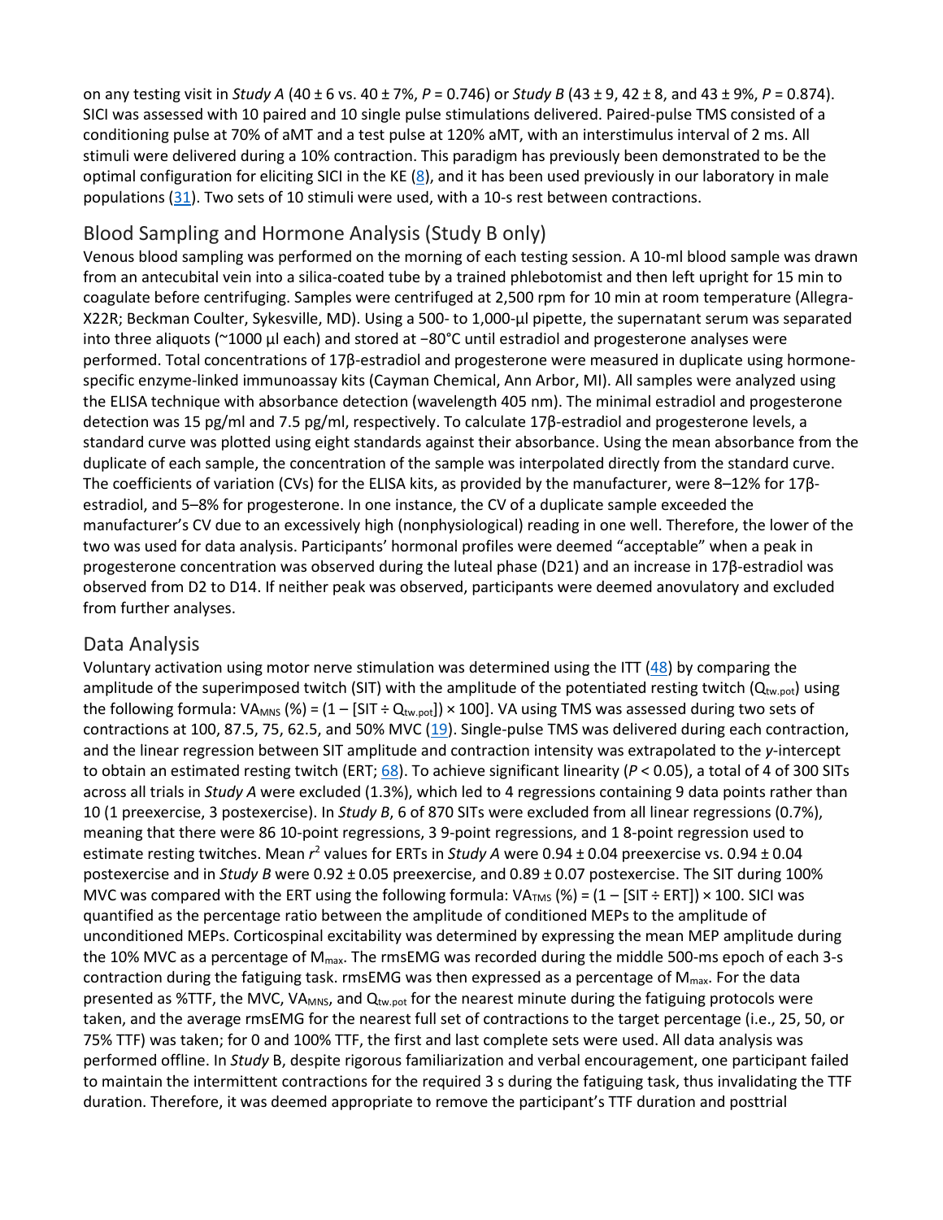on any testing visit in *Study A* (40 ± 6 vs. 40 ± 7%, $P = 0.746$) or *Study B* (43 ± 9, 42 ± 8, and 43 ± 9%, $P = 0.874$). SICI was assessed with 10 paired and 10 single pulse stimulations delivered. Paired-pulse TMS consisted of a conditioning pulse at 70% of aMT and a test pulse at 120% aMT, with an interstimulus interval of 2 ms. All stimuli were delivered during a 10% contraction. This paradigm has previously been demonstrated to be the optimal configuration for eliciting SICI in the KE (8), and it has been used previously in our laboratory in male populations (31). Two sets of 10 stimuli were used, with a 10-s rest between contractions.

## Blood Sampling and Hormone Analysis (Study B only)

Venous blood sampling was performed on the morning of each testing session. A 10-ml blood sample was drawn from an antecubital vein into a silica-coated tube by a trained phlebotomist and then left upright for 15 min to coagulate before centrifuging. Samples were centrifuged at 2,500 rpm for 10 min at room temperature (Allegra-X22R; Beckman Coulter, Sykesville, MD). Using a 500- to 1,000-µl pipette, the supernatant serum was separated into three aliquots (~1000 µl each) and stored at −80°C until estradiol and progesterone analyses were performed. Total concentrations of 17β-estradiol and progesterone were measured in duplicate using hormone-specific enzyme-linked immunoassay kits (Cayman Chemical, Ann Arbor, MI). All samples were analyzed using the ELISA technique with absorbance detection (wavelength 405 nm). The minimal estradiol and progesterone detection was 15 pg/ml and 7.5 pg/ml, respectively. To calculate 17β-estradiol and progesterone levels, a standard curve was plotted using eight standards against their absorbance. Using the mean absorbance from the duplicate of each sample, the concentration of the sample was interpolated directly from the standard curve. The coefficients of variation (CVs) for the ELISA kits, as provided by the manufacturer, were 8–12% for 17β-estradiol, and 5–8% for progesterone. In one instance, the CV of a duplicate sample exceeded the manufacturer's CV due to an excessively high (nonphysiological) reading in one well. Therefore, the lower of the two was used for data analysis. Participants' hormonal profiles were deemed "acceptable" when a peak in progesterone concentration was observed during the luteal phase (D21) and an increase in 17β-estradiol was observed from D2 to D14. If neither peak was observed, participants were deemed anovulatory and excluded from further analyses.

## Data Analysis

Voluntary activation using motor nerve stimulation was determined using the ITT (48) by comparing the amplitude of the superimposed twitch (SIT) with the amplitude of the potentiated resting twitch ($Q_{tw.pot}$) using the following formula: $VA_{MNS}$ (%) = (1 – [SIT ÷ $Q_{tw.pot}$]) × 100]. VA using TMS was assessed during two sets of contractions at 100, 87.5, 75, 62.5, and 50% MVC (19). Single-pulse TMS was delivered during each contraction, and the linear regression between SIT amplitude and contraction intensity was extrapolated to the *y*-intercept to obtain an estimated resting twitch (ERT; 68). To achieve significant linearity ($P < 0.05$), a total of 4 of 300 SITs across all trials in *Study A* were excluded (1.3%), which led to 4 regressions containing 9 data points rather than 10 (1 preexercise, 3 postexercise). In *Study B*, 6 of 870 SITs were excluded from all linear regressions (0.7%), meaning that there were 86 10-point regressions, 3 9-point regressions, and 1 8-point regression used to estimate resting twitches. Mean $r^2$ values for ERTs in *Study A* were 0.94 ± 0.04 preexercise vs. 0.94 ± 0.04 postexercise and in *Study B* were 0.92 ± 0.05 preexercise, and 0.89 ± 0.07 postexercise. The SIT during 100% MVC was compared with the ERT using the following formula: $VA_{TMS}$ (%) = (1 – [SIT ÷ ERT]) × 100. SICI was quantified as the percentage ratio between the amplitude of conditioned MEPs to the amplitude of unconditioned MEPs. Corticospinal excitability was determined by expressing the mean MEP amplitude during the 10% MVC as a percentage of $M_{max}$. The rmsEMG was recorded during the middle 500-ms epoch of each 3-s contraction during the fatiguing task. rmsEMG was then expressed as a percentage of $M_{max}$. For the data presented as %TTF, the MVC, $VA_{MNS}$, and $Q_{tw.pot}$ for the nearest minute during the fatiguing protocols were taken, and the average rmsEMG for the nearest full set of contractions to the target percentage (i.e., 25, 50, or 75% TTF) was taken; for 0 and 100% TTF, the first and last complete sets were used. All data analysis was performed offline. In *Study* B, despite rigorous familiarization and verbal encouragement, one participant failed to maintain the intermittent contractions for the required 3 s during the fatiguing task, thus invalidating the TTF duration. Therefore, it was deemed appropriate to remove the participant's TTF duration and posttrial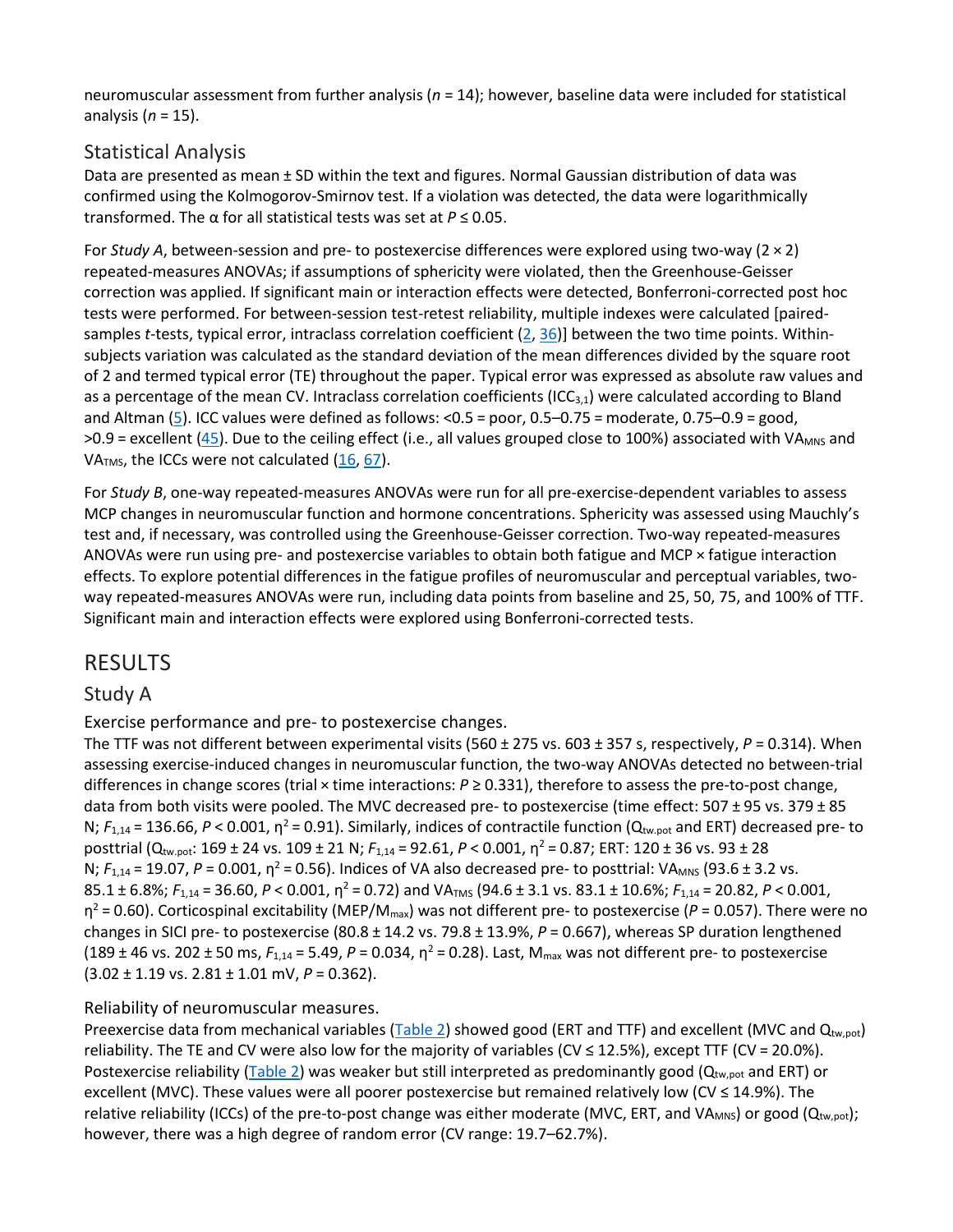neuromuscular assessment from further analysis ($n$ = 14); however, baseline data were included for statistical analysis ($n$ = 15).

## Statistical Analysis

Data are presented as mean ± SD within the text and figures. Normal Gaussian distribution of data was confirmed using the Kolmogorov-Smirnov test. If a violation was detected, the data were logarithmically transformed. The α for all statistical tests was set at $P \leq 0.05$.

For *Study A*, between-session and pre- to postexercise differences were explored using two-way (2 × 2) repeated-measures ANOVAs; if assumptions of sphericity were violated, then the Greenhouse-Geisser correction was applied. If significant main or interaction effects were detected, Bonferroni-corrected post hoc tests were performed. For between-session test-retest reliability, multiple indexes were calculated [paired-samples $t$-tests, typical error, intraclass correlation coefficient (2, 36)] between the two time points. Within-subjects variation was calculated as the standard deviation of the mean differences divided by the square root of 2 and termed typical error (TE) throughout the paper. Typical error was expressed as absolute raw values and as a percentage of the mean CV. Intraclass correlation coefficients ($ICC_{3,1}$) were calculated according to Bland and Altman (5). ICC values were defined as follows: <0.5 = poor, 0.5–0.75 = moderate, 0.75–0.9 = good, >0.9 = excellent (45). Due to the ceiling effect (i.e., all values grouped close to 100%) associated with $VA_{MNS}$ and $VA_{TMS}$, the ICCs were not calculated (16, 67).

For *Study B*, one-way repeated-measures ANOVAs were run for all pre-exercise-dependent variables to assess MCP changes in neuromuscular function and hormone concentrations. Sphericity was assessed using Mauchly's test and, if necessary, was controlled using the Greenhouse-Geisser correction. Two-way repeated-measures ANOVAs were run using pre- and postexercise variables to obtain both fatigue and MCP × fatigue interaction effects. To explore potential differences in the fatigue profiles of neuromuscular and perceptual variables, two-way repeated-measures ANOVAs were run, including data points from baseline and 25, 50, 75, and 100% of TTF. Significant main and interaction effects were explored using Bonferroni-corrected tests.

# RESULTS

## Study A

### Exercise performance and pre- to postexercise changes.

The TTF was not different between experimental visits (560 ± 275 vs. 603 ± 357 s, respectively, $P$ = 0.314). When assessing exercise-induced changes in neuromuscular function, the two-way ANOVAs detected no between-trial differences in change scores (trial × time interactions: $P \geq 0.331$), therefore to assess the pre-to-post change, data from both visits were pooled. The MVC decreased pre- to postexercise (time effect: 507 ± 95 vs. 379 ± 85 N; $F_{1,14}$ = 136.66, $P$ < 0.001, $\eta^2$ = 0.91). Similarly, indices of contractile function ($Q_{tw.pot}$ and ERT) decreased pre- to posttrial ($Q_{tw.pot}$: 169 ± 24 vs. 109 ± 21 N; $F_{1,14}$ = 92.61, $P$ < 0.001, $\eta^2$ = 0.87; ERT: 120 ± 36 vs. 93 ± 28 N; $F_{1,14}$ = 19.07, $P$ = 0.001, $\eta^2$ = 0.56). Indices of VA also decreased pre- to posttrial: $VA_{MNS}$ (93.6 ± 3.2 vs. 85.1 ± 6.8%; $F_{1,14}$ = 36.60, $P$ < 0.001, $\eta^2$ = 0.72) and $VA_{TMS}$ (94.6 ± 3.1 vs. 83.1 ± 10.6%; $F_{1,14}$ = 20.82, $P$ < 0.001, $\eta^2$ = 0.60). Corticospinal excitability ($MEP/M_{max}$) was not different pre- to postexercise ($P$ = 0.057). There were no changes in SICI pre- to postexercise (80.8 ± 14.2 vs. 79.8 ± 13.9%, $P$ = 0.667), whereas SP duration lengthened (189 ± 46 vs. 202 ± 50 ms, $F_{1,14}$ = 5.49, $P$ = 0.034, $\eta^2$ = 0.28). Last, $M_{max}$ was not different pre- to postexercise (3.02 ± 1.19 vs. 2.81 ± 1.01 mV, $P$ = 0.362).

### Reliability of neuromuscular measures.

Preexercise data from mechanical variables (Table 2) showed good (ERT and TTF) and excellent (MVC and $Q_{tw,pot}$) reliability. The TE and CV were also low for the majority of variables (CV ≤ 12.5%), except TTF (CV = 20.0%). Postexercise reliability (Table 2) was weaker but still interpreted as predominantly good ($Q_{tw,pot}$ and ERT) or excellent (MVC). These values were all poorer postexercise but remained relatively low (CV ≤ 14.9%). The relative reliability (ICCs) of the pre-to-post change was either moderate (MVC, ERT, and $VA_{MNS}$) or good ($Q_{tw,pot}$); however, there was a high degree of random error (CV range: 19.7–62.7%).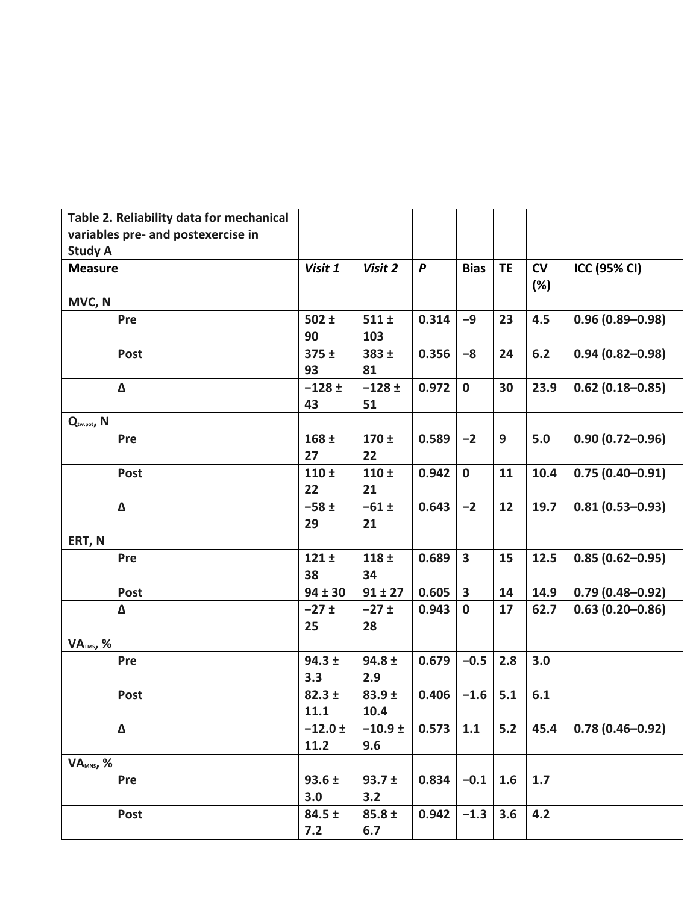| Table 2. Reliability data for mechanical variables pre- and postexercise in Study A | | | | | | | |
|---|---|---|---|---|---|---|---|
| **Measure** | *Visit 1* | *Visit 2* | *P* | **Bias** | **TE** | **CV (%)** | **ICC (95% CI)** |
| **MVC, N** | | | | | | | |
| Pre | 502 ± 90 | 511 ± 103 | 0.314 | −9 | 23 | 4.5 | 0.96 (0.89–0.98) |
| Post | 375 ± 93 | 383 ± 81 | 0.356 | −8 | 24 | 6.2 | 0.94 (0.82–0.98) |
| Δ | −128 ± 43 | −128 ± 51 | 0.972 | 0 | 30 | 23.9 | 0.62 (0.18–0.85) |
| **$Q_{tw,pot}$, N** | | | | | | | |
| Pre | 168 ± 27 | 170 ± 22 | 0.589 | −2 | 9 | 5.0 | 0.90 (0.72–0.96) |
| Post | 110 ± 22 | 110 ± 21 | 0.942 | 0 | 11 | 10.4 | 0.75 (0.40–0.91) |
| Δ | −58 ± 29 | −61 ± 21 | 0.643 | −2 | 12 | 19.7 | 0.81 (0.53–0.93) |
| **ERT, N** | | | | | | | |
| Pre | 121 ± 38 | 118 ± 34 | 0.689 | 3 | 15 | 12.5 | 0.85 (0.62–0.95) |
| Post | 94 ± 30 | 91 ± 27 | 0.605 | 3 | 14 | 14.9 | 0.79 (0.48–0.92) |
| Δ | −27 ± 25 | −27 ± 28 | 0.943 | 0 | 17 | 62.7 | 0.63 (0.20–0.86) |
| **$VA_{TMS}$, %** | | | | | | | |
| Pre | 94.3 ± 3.3 | 94.8 ± 2.9 | 0.679 | −0.5 | 2.8 | 3.0 | |
| Post | 82.3 ± 11.1 | 83.9 ± 10.4 | 0.406 | −1.6 | 5.1 | 6.1 | |
| Δ | −12.0 ± 11.2 | −10.9 ± 9.6 | 0.573 | 1.1 | 5.2 | 45.4 | 0.78 (0.46–0.92) |
| **$VA_{MNS}$, %** | | | | | | | |
| Pre | 93.6 ± 3.0 | 93.7 ± 3.2 | 0.834 | −0.1 | 1.6 | 1.7 | |
| Post | 84.5 ± 7.2 | 85.8 ± 6.7 | 0.942 | −1.3 | 3.6 | 4.2 | |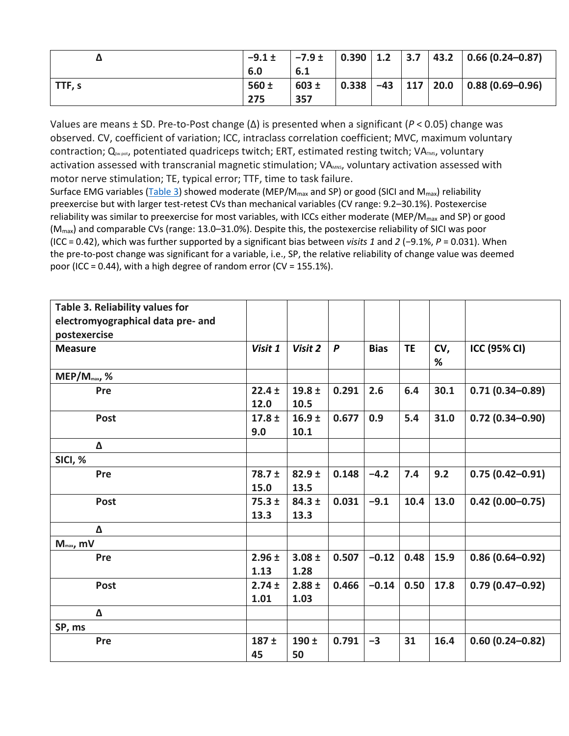| | | | | | | | |
|---|---|---|---|---|---|---|---|
| Δ | −9.1 ± 6.0 | −7.9 ± 6.1 | 0.390 | 1.2 | 3.7 | 43.2 | 0.66 (0.24–0.87) |
| TTF, s | 560 ± 275 | 603 ± 357 | 0.338 | −43 | 117 | 20.0 | 0.88 (0.69–0.96) |

Values are means ± SD. Pre-to-Post change (Δ) is presented when a significant ($P < 0.05$) change was observed. CV, coefficient of variation; ICC, intraclass correlation coefficient; MVC, maximum voluntary contraction; $Q_{tw.pot}$, potentiated quadriceps twitch; ERT, estimated resting twitch; $VA_{TMS}$, voluntary activation assessed with transcranial magnetic stimulation; $VA_{MNS}$, voluntary activation assessed with motor nerve stimulation; TE, typical error; TTF, time to task failure.

Surface EMG variables (Table 3) showed moderate ($MEP/M_{max}$ and SP) or good (SICI and $M_{max}$) reliability preexercise but with larger test-retest CVs than mechanical variables (CV range: 9.2–30.1%). Postexercise reliability was similar to preexercise for most variables, with ICCs either moderate ($MEP/M_{max}$ and SP) or good ($M_{max}$) and comparable CVs (range: 13.0–31.0%). Despite this, the postexercise reliability of SICI was poor (ICC = 0.42), which was further supported by a significant bias between *visits 1* and *2* (−9.1%, $P = 0.031$). When the pre-to-post change was significant for a variable, i.e., SP, the relative reliability of change value was deemed poor (ICC = 0.44), with a high degree of random error (CV = 155.1%).

**Table 3. Reliability values for electromyographical data pre- and postexercise**

| Measure | *Visit 1* | *Visit 2* | *P* | Bias | TE | CV, % | ICC (95% CI) |
|---|---|---|---|---|---|---|---|
| **$MEP/M_{max}$, %** | | | | | | | |
| Pre | 22.4 ± 12.0 | 19.8 ± 10.5 | 0.291 | 2.6 | 6.4 | 30.1 | 0.71 (0.34–0.89) |
| Post | 17.8 ± 9.0 | 16.9 ± 10.1 | 0.677 | 0.9 | 5.4 | 31.0 | 0.72 (0.34–0.90) |
| Δ | | | | | | | |
| **SICI, %** | | | | | | | |
| Pre | 78.7 ± 15.0 | 82.9 ± 13.5 | 0.148 | −4.2 | 7.4 | 9.2 | 0.75 (0.42–0.91) |
| Post | 75.3 ± 13.3 | 84.3 ± 13.3 | 0.031 | −9.1 | 10.4 | 13.0 | 0.42 (0.00–0.75) |
| Δ | | | | | | | |
| **$M_{max}$, mV** | | | | | | | |
| Pre | 2.96 ± 1.13 | 3.08 ± 1.28 | 0.507 | −0.12 | 0.48 | 15.9 | 0.86 (0.64–0.92) |
| Post | 2.74 ± 1.01 | 2.88 ± 1.03 | 0.466 | −0.14 | 0.50 | 17.8 | 0.79 (0.47–0.92) |
| Δ | | | | | | | |
| **SP, ms** | | | | | | | |
| Pre | 187 ± 45 | 190 ± 50 | 0.791 | −3 | 31 | 16.4 | 0.60 (0.24–0.82) |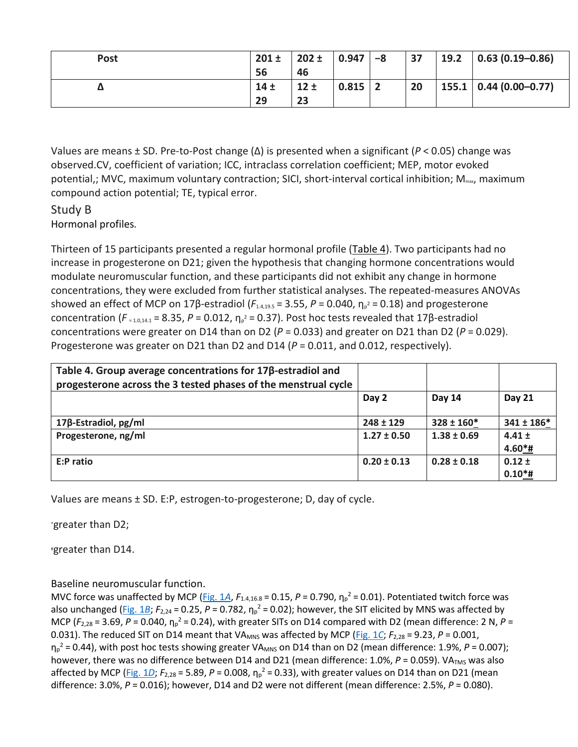| Post | 201 ± 56 | 202 ± 46 | 0.947 | −8 | 37 | 19.2 | 0.63 (0.19–0.86) |
|---|---|---|---|---|---|---|---|
| Δ | 14 ± 29 | 12 ± 23 | 0.815 | 2 | 20 | 155.1 | 0.44 (0.00–0.77) |

Values are means ± SD. Pre-to-Post change (Δ) is presented when a significant ($P < 0.05$) change was observed.CV, coefficient of variation; ICC, intraclass correlation coefficient; MEP, motor evoked potential,; MVC, maximum voluntary contraction; SICI, short-interval cortical inhibition; $M_{max}$, maximum compound action potential; TE, typical error.

## Study B

### Hormonal profiles.

Thirteen of 15 participants presented a regular hormonal profile (Table 4). Two participants had no increase in progesterone on D21; given the hypothesis that changing hormone concentrations would modulate neuromuscular function, and these participants did not exhibit any change in hormone concentrations, they were excluded from further statistical analyses. The repeated-measures ANOVAs showed an effect of MCP on 17β-estradiol ($F_{1.4,19.5} = 3.55$, $P = 0.040$, $\eta_p^2 = 0.18$) and progesterone concentration ($F_{1.0,14.1} = 8.35$, $P = 0.012$, $\eta_p^2 = 0.37$). Post hoc tests revealed that 17β-estradiol concentrations were greater on D14 than on D2 ($P = 0.033$) and greater on D21 than D2 ($P = 0.029$). Progesterone was greater on D21 than D2 and D14 ($P = 0.011$, and 0.012, respectively).

**Table 4. Group average concentrations for 17β-estradiol and progesterone across the 3 tested phases of the menstrual cycle**

| | Day 2 | Day 14 | Day 21 |
|---|---|---|---|
| 17β-Estradiol, pg/ml | 248 ± 129 | 328 ± 160* | 341 ± 186* |
| Progesterone, ng/ml | 1.27 ± 0.50 | 1.38 ± 0.69 | 4.41 ± 4.60*# |
| E:P ratio | 0.20 ± 0.13 | 0.28 ± 0.18 | 0.12 ± 0.10*# |

Values are means ± SD. E:P, estrogen-to-progesterone; D, day of cycle.

*greater than D2;

#greater than D14.

### Baseline neuromuscular function.

MVC force was unaffected by MCP (Fig. 1*A*, $F_{1.4,16.8} = 0.15$, $P = 0.790$, $\eta_p^2 = 0.01$). Potentiated twitch force was also unchanged (Fig. 1*B*; $F_{2,24} = 0.25$, $P = 0.782$, $\eta_p^2 = 0.02$); however, the SIT elicited by MNS was affected by MCP ($F_{2,28} = 3.69$, $P = 0.040$, $\eta_p^2 = 0.24$), with greater SITs on D14 compared with D2 (mean difference: 2 N, $P = 0.031$). The reduced SIT on D14 meant that $VA_{MNS}$ was affected by MCP (Fig. 1*C*; $F_{2,28} = 9.23$, $P = 0.001$, $\eta_p^2 = 0.44$), with post hoc tests showing greater $VA_{MNS}$ on D14 than on D2 (mean difference: 1.9%, $P = 0.007$); however, there was no difference between D14 and D21 (mean difference: 1.0%, $P = 0.059$). $VA_{TMS}$ was also affected by MCP (Fig. 1*D*; $F_{2,28} = 5.89$, $P = 0.008$, $\eta_p^2 = 0.33$), with greater values on D14 than on D21 (mean difference: 3.0%, $P = 0.016$); however, D14 and D2 were not different (mean difference: 2.5%, $P = 0.080$).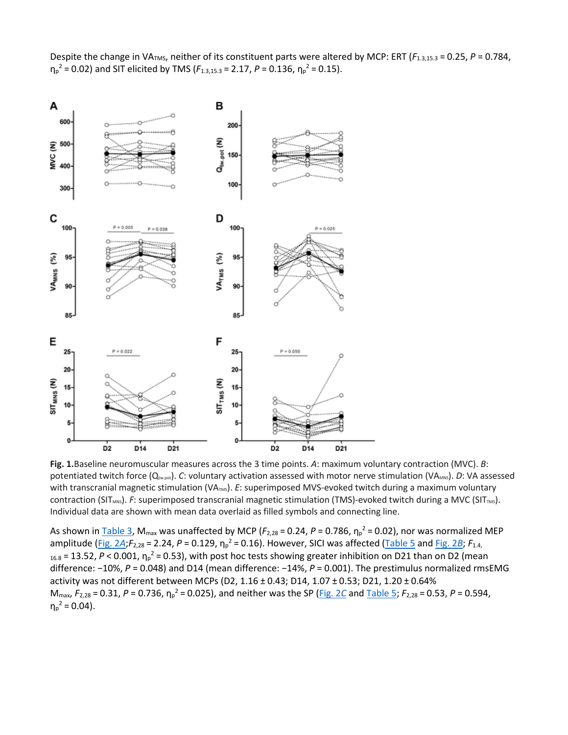Despite the change in $VA_{TMS}$, neither of its constituent parts were altered by MCP: ERT ($F_{1.3,15.3} = 0.25$, $P = 0.784$, $\eta_p^2 = 0.02$) and SIT elicited by TMS ($F_{1.3,15.3} = 2.17$, $P = 0.136$, $\eta_p^2 = 0.15$).

**Fig. 1.**Baseline neuromuscular measures across the 3 time points. *A*: maximum voluntary contraction (MVC). *B*: potentiated twitch force ($Q_{tw.pot}$). *C*: voluntary activation assessed with motor nerve stimulation ($VA_{MNS}$). *D*: VA assessed with transcranial magnetic stimulation ($VA_{TMS}$). *E*: superimposed MVS-evoked twitch during a maximum voluntary contraction ($SIT_{MNS}$). *F*: superimposed transcranial magnetic stimulation (TMS)-evoked twitch during a MVC ($SIT_{TMS}$). Individual data are shown with mean data overlaid as filled symbols and connecting line.

As shown in Table 3, $M_{max}$ was unaffected by MCP ($F_{2,28} = 0.24$, $P = 0.786$, $\eta_p^2 = 0.02$), nor was normalized MEP amplitude (Fig. 2A;$F_{2,28} = 2.24$, $P = 0.129$, $\eta_p^2 = 0.16$). However, SICI was affected (Table 5 and Fig. 2B; $F_{1.4,16.8} = 13.52$, $P < 0.001$, $\eta_p^2 = 0.53$), with post hoc tests showing greater inhibition on D21 than on D2 (mean difference: −10%, $P = 0.048$) and D14 (mean difference: −14%, $P = 0.001$). The prestimulus normalized rmsEMG activity was not different between MCPs (D2, 1.16 ± 0.43; D14, 1.07 ± 0.53; D21, 1.20 ± 0.64% $M_{max}$, $F_{2,28} = 0.31$, $P = 0.736$, $\eta_p^2 = 0.025$), and neither was the SP (Fig. 2C and Table 5; $F_{2,28} = 0.53$, $P = 0.594$, $\eta_p^2 = 0.04$).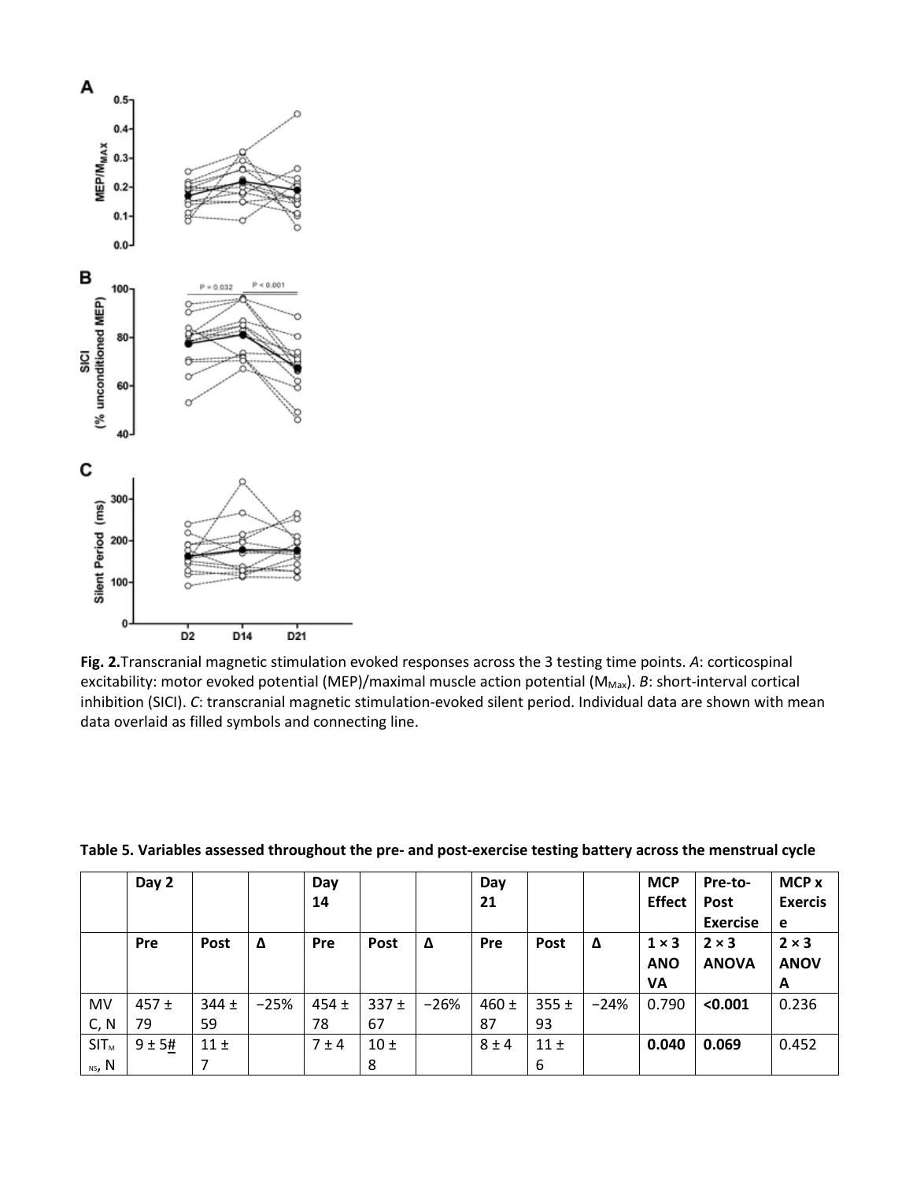**Fig. 2.** Transcranial magnetic stimulation evoked responses across the 3 testing time points. *A*: corticospinal excitability: motor evoked potential (MEP)/maximal muscle action potential ($M_{Max}$). *B*: short-interval cortical inhibition (SICI). *C*: transcranial magnetic stimulation-evoked silent period. Individual data are shown with mean data overlaid as filled symbols and connecting line.

**Table 5. Variables assessed throughout the pre- and post-exercise testing battery across the menstrual cycle**

| | Day 2 | | | Day 14 | | | Day 21 | | | MCP Effect | Pre-to-Post Exercise | MCP x Exercise |
|---|---|---|---|---|---|---|---|---|---|---|---|---|
| | Pre | Post | Δ | Pre | Post | Δ | Pre | Post | Δ | 1 × 3 ANOVA | 2 × 3 ANOVA | 2 × 3 ANOVA |
| MVC, N | 457 ± 79 | 344 ± 59 | −25% | 454 ± 78 | 337 ± 67 | −26% | 460 ± 87 | 355 ± 93 | −24% | 0.790 | **<0.001** | 0.236 |
| $SIT_{MNS}$, N | 9 ± 5# | 11 ± 7 | | 7 ± 4 | 10 ± 8 | | 8 ± 4 | 11 ± 6 | | **0.040** | **0.069** | 0.452 |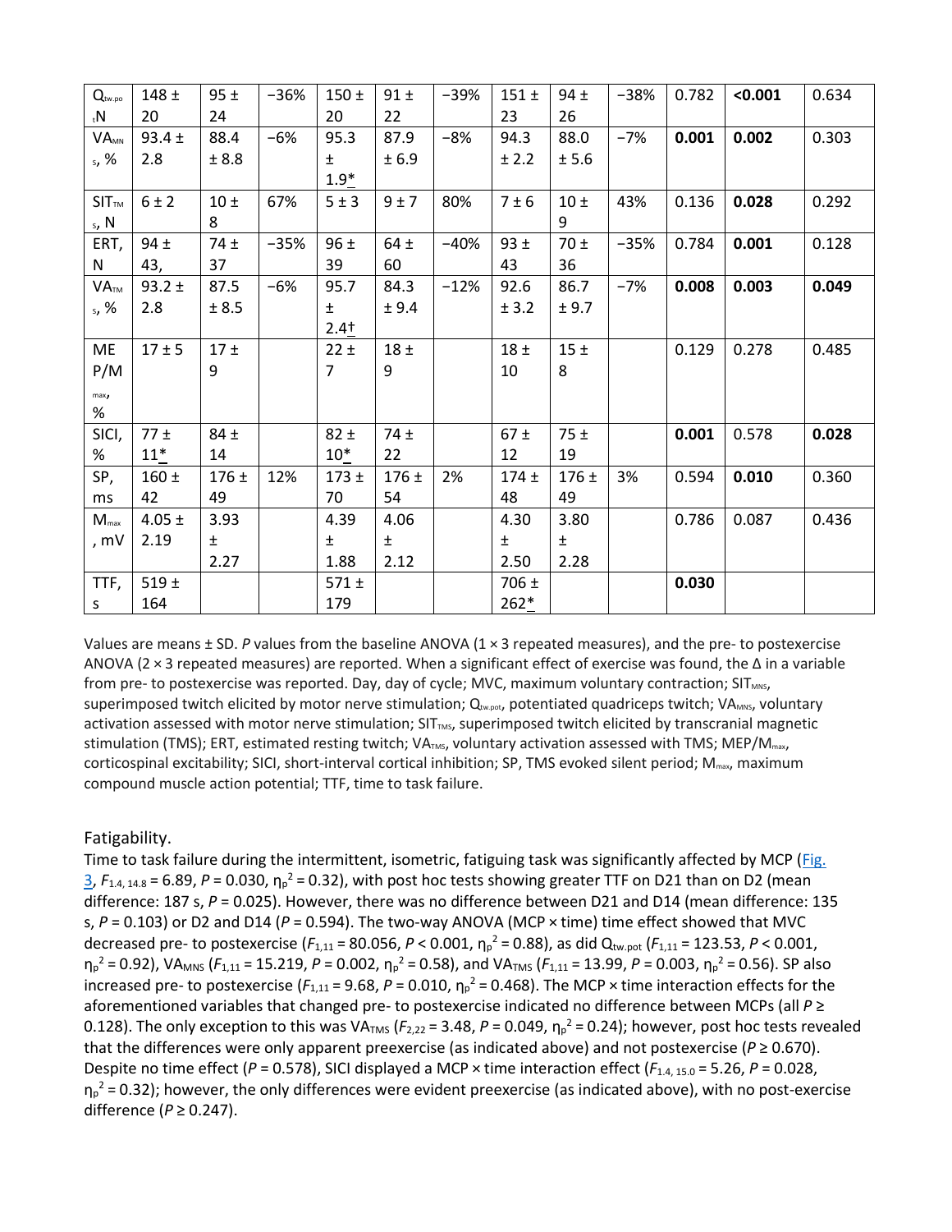| $Q_{tw.pot}$, N | 148 ± 20 | 95 ± 24 | −36% | 150 ± 20 | 91 ± 22 | −39% | 151 ± 23 | 94 ± 26 | −38% | 0.782 | **<0.001** | 0.634 |
|---|---|---|---|---|---|---|---|---|---|---|---|---|
| $VA_{MNS}$, % | 93.4 ± 2.8 | 88.4 ± 8.8 | −6% | 95.3 ± 1.9* | 87.9 ± 6.9 | −8% | 94.3 ± 2.2 | 88.0 ± 5.6 | −7% | **0.001** | **0.002** | 0.303 |
| $SIT_{TMS}$, N | 6 ± 2 | 10 ± 8 | 67% | 5 ± 3 | 9 ± 7 | 80% | 7 ± 6 | 10 ± 9 | 43% | 0.136 | **0.028** | 0.292 |
| ERT, N | 94 ± 43, | 74 ± 37 | −35% | 96 ± 39 | 64 ± 60 | −40% | 93 ± 43 | 70 ± 36 | −35% | 0.784 | **0.001** | 0.128 |
| $VA_{TMS}$, % | 93.2 ± 2.8 | 87.5 ± 8.5 | −6% | 95.7 ± 2.4† | 84.3 ± 9.4 | −12% | 92.6 ± 3.2 | 86.7 ± 9.7 | −7% | **0.008** | **0.003** | **0.049** |
| MEP/$M_{max}$, % | 17 ± 5 | 17 ± 9 | | 22 ± 7 | 18 ± 9 | | 18 ± 10 | 15 ± 8 | | 0.129 | 0.278 | 0.485 |
| SICI, % | 77 ± 11* | 84 ± 14 | | 82 ± 10* | 74 ± 22 | | 67 ± 12 | 75 ± 19 | | **0.001** | 0.578 | **0.028** |
| SP, ms | 160 ± 42 | 176 ± 49 | 12% | 173 ± 70 | 176 ± 54 | 2% | 174 ± 48 | 176 ± 49 | 3% | 0.594 | **0.010** | 0.360 |
| $M_{max}$, mV | 4.05 ± 2.19 | 3.93 ± 2.27 | | 4.39 ± 1.88 | 4.06 ± 2.12 | | 4.30 ± 2.50 | 3.80 ± 2.28 | | 0.786 | 0.087 | 0.436 |
| TTF, s | 519 ± 164 | | | 571 ± 179 | | | 706 ± 262* | | | **0.030** | | |

Values are means ± SD. *P* values from the baseline ANOVA (1 × 3 repeated measures), and the pre- to postexercise ANOVA (2 × 3 repeated measures) are reported. When a significant effect of exercise was found, the Δ in a variable from pre- to postexercise was reported. Day, day of cycle; MVC, maximum voluntary contraction; $SIT_{MNS}$, superimposed twitch elicited by motor nerve stimulation; $Q_{tw.pot}$, potentiated quadriceps twitch; $VA_{MNS}$, voluntary activation assessed with motor nerve stimulation; $SIT_{TMS}$, superimposed twitch elicited by transcranial magnetic stimulation (TMS); ERT, estimated resting twitch; $VA_{TMS}$, voluntary activation assessed with TMS; MEP/$M_{max}$, corticospinal excitability; SICI, short-interval cortical inhibition; SP, TMS evoked silent period; $M_{max}$, maximum compound muscle action potential; TTF, time to task failure.

### Fatigability.

Time to task failure during the intermittent, isometric, fatiguing task was significantly affected by MCP (Fig. 3, $F_{1.4,\,14.8} = 6.89$, $P = 0.030$, $\eta_p^2 = 0.32$), with post hoc tests showing greater TTF on D21 than on D2 (mean difference: 187 s, $P = 0.025$). However, there was no difference between D21 and D14 (mean difference: 135 s, $P = 0.103$) or D2 and D14 ($P = 0.594$). The two-way ANOVA (MCP × time) time effect showed that MVC decreased pre- to postexercise ($F_{1,11} = 80.056$, $P < 0.001$, $\eta_p^2 = 0.88$), as did $Q_{tw.pot}$ ($F_{1,11} = 123.53$, $P < 0.001$, $\eta_p^2 = 0.92$), $VA_{MNS}$ ($F_{1,11} = 15.219$, $P = 0.002$, $\eta_p^2 = 0.58$), and $VA_{TMS}$ ($F_{1,11} = 13.99$, $P = 0.003$, $\eta_p^2 = 0.56$). SP also increased pre- to postexercise ($F_{1,11} = 9.68$, $P = 0.010$, $\eta_p^2 = 0.468$). The MCP × time interaction effects for the aforementioned variables that changed pre- to postexercise indicated no difference between MCPs (all $P \geq 0.128$). The only exception to this was $VA_{TMS}$ ($F_{2,22} = 3.48$, $P = 0.049$, $\eta_p^2 = 0.24$); however, post hoc tests revealed that the differences were only apparent preexercise (as indicated above) and not postexercise ($P \geq 0.670$). Despite no time effect ($P = 0.578$), SICI displayed a MCP × time interaction effect ($F_{1.4,\,15.0} = 5.26$, $P = 0.028$, $\eta_p^2 = 0.32$); however, the only differences were evident preexercise (as indicated above), with no post-exercise difference ($P \geq 0.247$).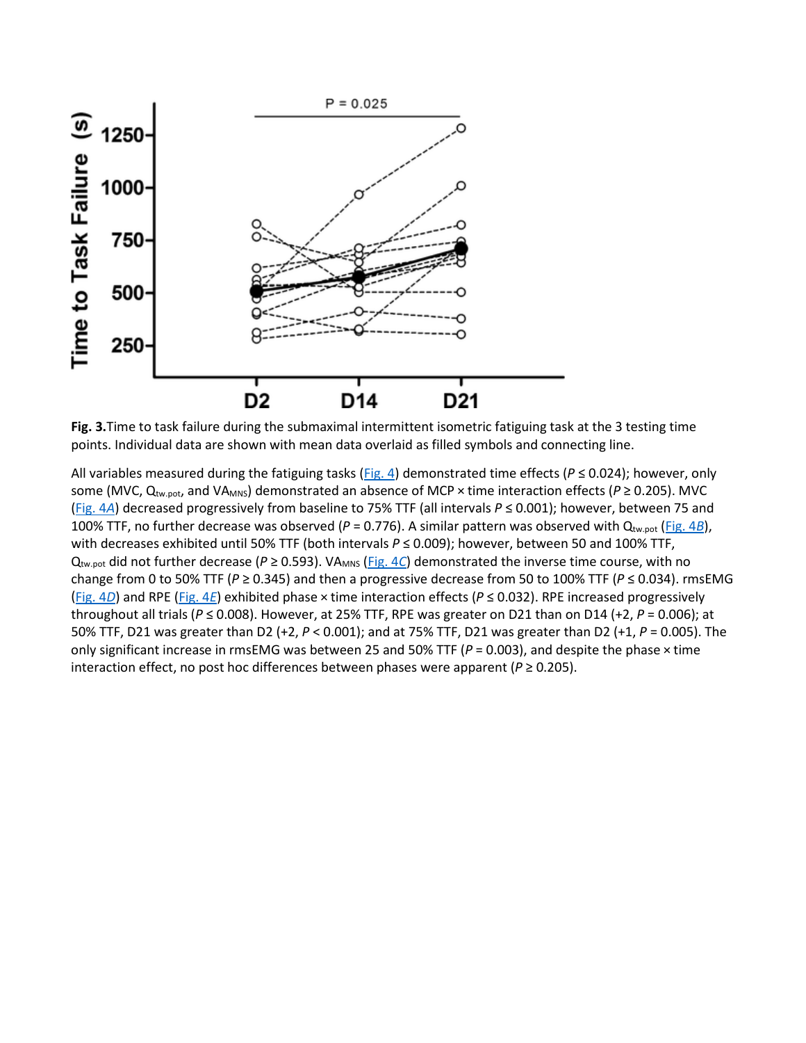**Fig. 3.** Time to task failure during the submaximal intermittent isometric fatiguing task at the 3 testing time points. Individual data are shown with mean data overlaid as filled symbols and connecting line.

All variables measured during the fatiguing tasks (Fig. 4) demonstrated time effects ($P \leq 0.024$); however, only some (MVC, $Q_{tw.pot}$, and $VA_{MNS}$) demonstrated an absence of MCP × time interaction effects ($P \geq 0.205$). MVC (Fig. 4*A*) decreased progressively from baseline to 75% TTF (all intervals $P \leq 0.001$); however, between 75 and 100% TTF, no further decrease was observed ($P = 0.776$). A similar pattern was observed with $Q_{tw.pot}$ (Fig. 4*B*), with decreases exhibited until 50% TTF (both intervals $P \leq 0.009$); however, between 50 and 100% TTF, $Q_{tw.pot}$ did not further decrease ($P \geq 0.593$). $VA_{MNS}$ (Fig. 4*C*) demonstrated the inverse time course, with no change from 0 to 50% TTF ($P \geq 0.345$) and then a progressive decrease from 50 to 100% TTF ($P \leq 0.034$). rmsEMG (Fig. 4*D*) and RPE (Fig. 4*E*) exhibited phase × time interaction effects ($P \leq 0.032$). RPE increased progressively throughout all trials ($P \leq 0.008$). However, at 25% TTF, RPE was greater on D21 than on D14 (+2, $P = 0.006$); at 50% TTF, D21 was greater than D2 (+2, $P < 0.001$); and at 75% TTF, D21 was greater than D2 (+1, $P = 0.005$). The only significant increase in rmsEMG was between 25 and 50% TTF ($P = 0.003$), and despite the phase × time interaction effect, no post hoc differences between phases were apparent ($P \geq 0.205$).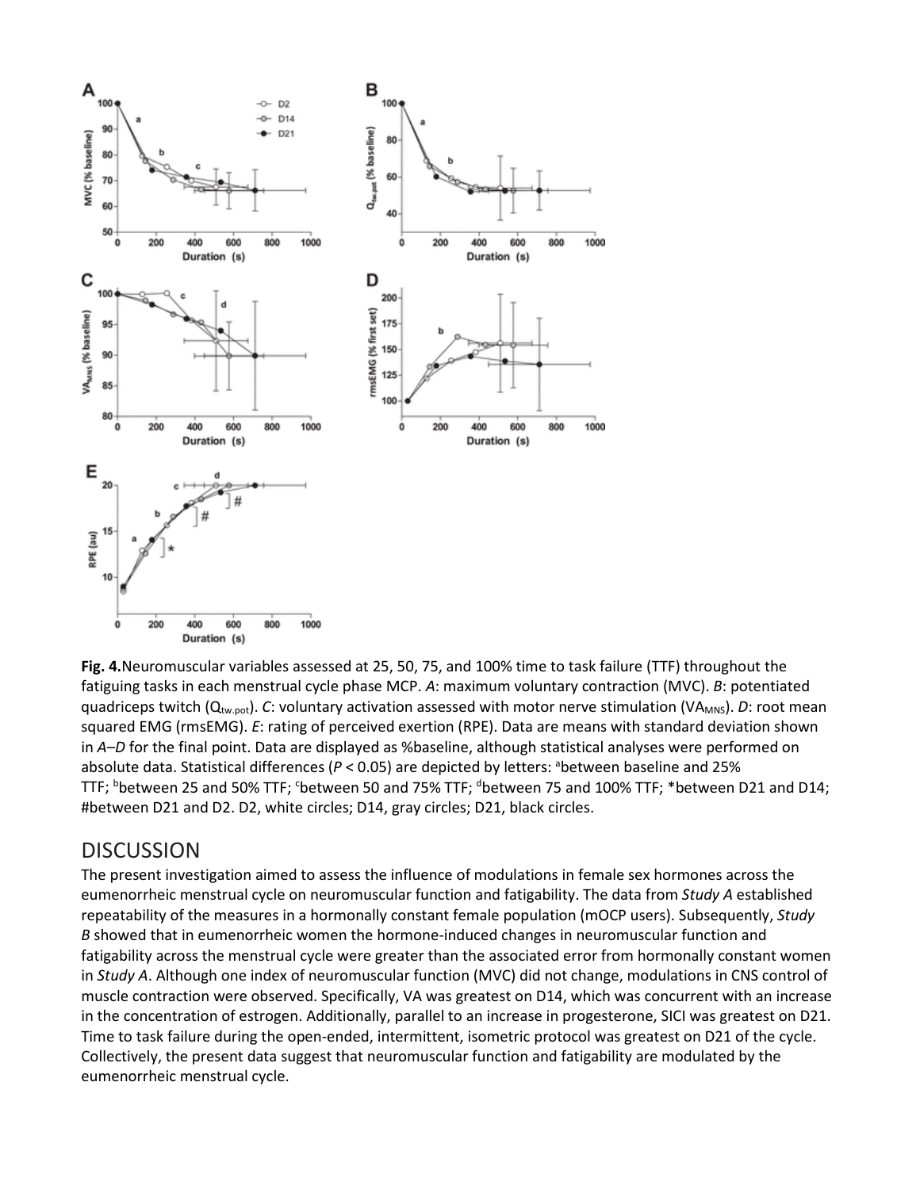**Fig. 4.**Neuromuscular variables assessed at 25, 50, 75, and 100% time to task failure (TTF) throughout the fatiguing tasks in each menstrual cycle phase MCP. *A*: maximum voluntary contraction (MVC). *B*: potentiated quadriceps twitch ($Q_{tw.pot}$). *C*: voluntary activation assessed with motor nerve stimulation ($VA_{MNS}$). *D*: root mean squared EMG (rmsEMG). *E*: rating of perceived exertion (RPE). Data are means with standard deviation shown in *A*–*D* for the final point. Data are displayed as %baseline, although statistical analyses were performed on absolute data. Statistical differences ($P < 0.05$) are depicted by letters: [a]between baseline and 25% TTF; [b]between 25 and 50% TTF; [c]between 50 and 75% TTF; [d]between 75 and 100% TTF; *between D21 and D14; #between D21 and D2. D2, white circles; D14, gray circles; D21, black circles.

## DISCUSSION

The present investigation aimed to assess the influence of modulations in female sex hormones across the eumenorrheic menstrual cycle on neuromuscular function and fatigability. The data from *Study A* established repeatability of the measures in a hormonally constant female population (mOCP users). Subsequently, *Study B* showed that in eumenorrheic women the hormone-induced changes in neuromuscular function and fatigability across the menstrual cycle were greater than the associated error from hormonally constant women in *Study A*. Although one index of neuromuscular function (MVC) did not change, modulations in CNS control of muscle contraction were observed. Specifically, VA was greatest on D14, which was concurrent with an increase in the concentration of estrogen. Additionally, parallel to an increase in progesterone, SICI was greatest on D21. Time to task failure during the open-ended, intermittent, isometric protocol was greatest on D21 of the cycle. Collectively, the present data suggest that neuromuscular function and fatigability are modulated by the eumenorrheic menstrual cycle.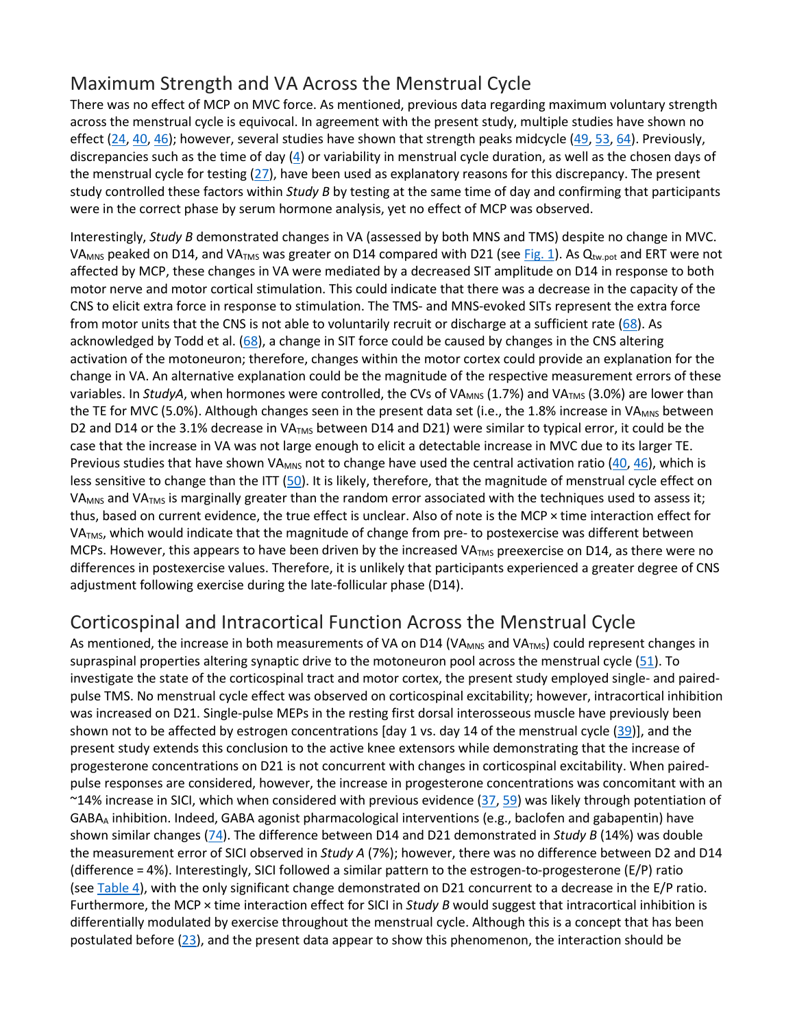## Maximum Strength and VA Across the Menstrual Cycle

There was no effect of MCP on MVC force. As mentioned, previous data regarding maximum voluntary strength across the menstrual cycle is equivocal. In agreement with the present study, multiple studies have shown no effect (24, 40, 46); however, several studies have shown that strength peaks midcycle (49, 53, 64). Previously, discrepancies such as the time of day (4) or variability in menstrual cycle duration, as well as the chosen days of the menstrual cycle for testing (27), have been used as explanatory reasons for this discrepancy. The present study controlled these factors within *Study B* by testing at the same time of day and confirming that participants were in the correct phase by serum hormone analysis, yet no effect of MCP was observed.

Interestingly, *Study B* demonstrated changes in VA (assessed by both MNS and TMS) despite no change in MVC. $VA_{MNS}$ peaked on D14, and $VA_{TMS}$ was greater on D14 compared with D21 (see Fig. 1). As $Q_{tw.pot}$ and ERT were not affected by MCP, these changes in VA were mediated by a decreased SIT amplitude on D14 in response to both motor nerve and motor cortical stimulation. This could indicate that there was a decrease in the capacity of the CNS to elicit extra force in response to stimulation. The TMS- and MNS-evoked SITs represent the extra force from motor units that the CNS is not able to voluntarily recruit or discharge at a sufficient rate (68). As acknowledged by Todd et al. (68), a change in SIT force could be caused by changes in the CNS altering activation of the motoneuron; therefore, changes within the motor cortex could provide an explanation for the change in VA. An alternative explanation could be the magnitude of the respective measurement errors of these variables. In *StudyA*, when hormones were controlled, the CVs of $VA_{MNS}$ (1.7%) and $VA_{TMS}$ (3.0%) are lower than the TE for MVC (5.0%). Although changes seen in the present data set (i.e., the 1.8% increase in $VA_{MNS}$ between D2 and D14 or the 3.1% decrease in $VA_{TMS}$ between D14 and D21) were similar to typical error, it could be the case that the increase in VA was not large enough to elicit a detectable increase in MVC due to its larger TE. Previous studies that have shown $VA_{MNS}$ not to change have used the central activation ratio (40, 46), which is less sensitive to change than the ITT (50). It is likely, therefore, that the magnitude of menstrual cycle effect on $VA_{MNS}$ and $VA_{TMS}$ is marginally greater than the random error associated with the techniques used to assess it; thus, based on current evidence, the true effect is unclear. Also of note is the MCP × time interaction effect for $VA_{TMS}$, which would indicate that the magnitude of change from pre- to postexercise was different between MCPs. However, this appears to have been driven by the increased $VA_{TMS}$ preexercise on D14, as there were no differences in postexercise values. Therefore, it is unlikely that participants experienced a greater degree of CNS adjustment following exercise during the late-follicular phase (D14).

## Corticospinal and Intracortical Function Across the Menstrual Cycle

As mentioned, the increase in both measurements of VA on D14 ($VA_{MNS}$ and $VA_{TMS}$) could represent changes in supraspinal properties altering synaptic drive to the motoneuron pool across the menstrual cycle (51). To investigate the state of the corticospinal tract and motor cortex, the present study employed single- and paired-pulse TMS. No menstrual cycle effect was observed on corticospinal excitability; however, intracortical inhibition was increased on D21. Single-pulse MEPs in the resting first dorsal interosseous muscle have previously been shown not to be affected by estrogen concentrations [day 1 vs. day 14 of the menstrual cycle (39)], and the present study extends this conclusion to the active knee extensors while demonstrating that the increase of progesterone concentrations on D21 is not concurrent with changes in corticospinal excitability. When paired-pulse responses are considered, however, the increase in progesterone concentrations was concomitant with an ~14% increase in SICI, which when considered with previous evidence (37, 59) was likely through potentiation of $GABA_A$ inhibition. Indeed, GABA agonist pharmacological interventions (e.g., baclofen and gabapentin) have shown similar changes (74). The difference between D14 and D21 demonstrated in *Study B* (14%) was double the measurement error of SICI observed in *Study A* (7%); however, there was no difference between D2 and D14 (difference = 4%). Interestingly, SICI followed a similar pattern to the estrogen-to-progesterone (E/P) ratio (see Table 4), with the only significant change demonstrated on D21 concurrent to a decrease in the E/P ratio. Furthermore, the MCP × time interaction effect for SICI in *Study B* would suggest that intracortical inhibition is differentially modulated by exercise throughout the menstrual cycle. Although this is a concept that has been postulated before (23), and the present data appear to show this phenomenon, the interaction should be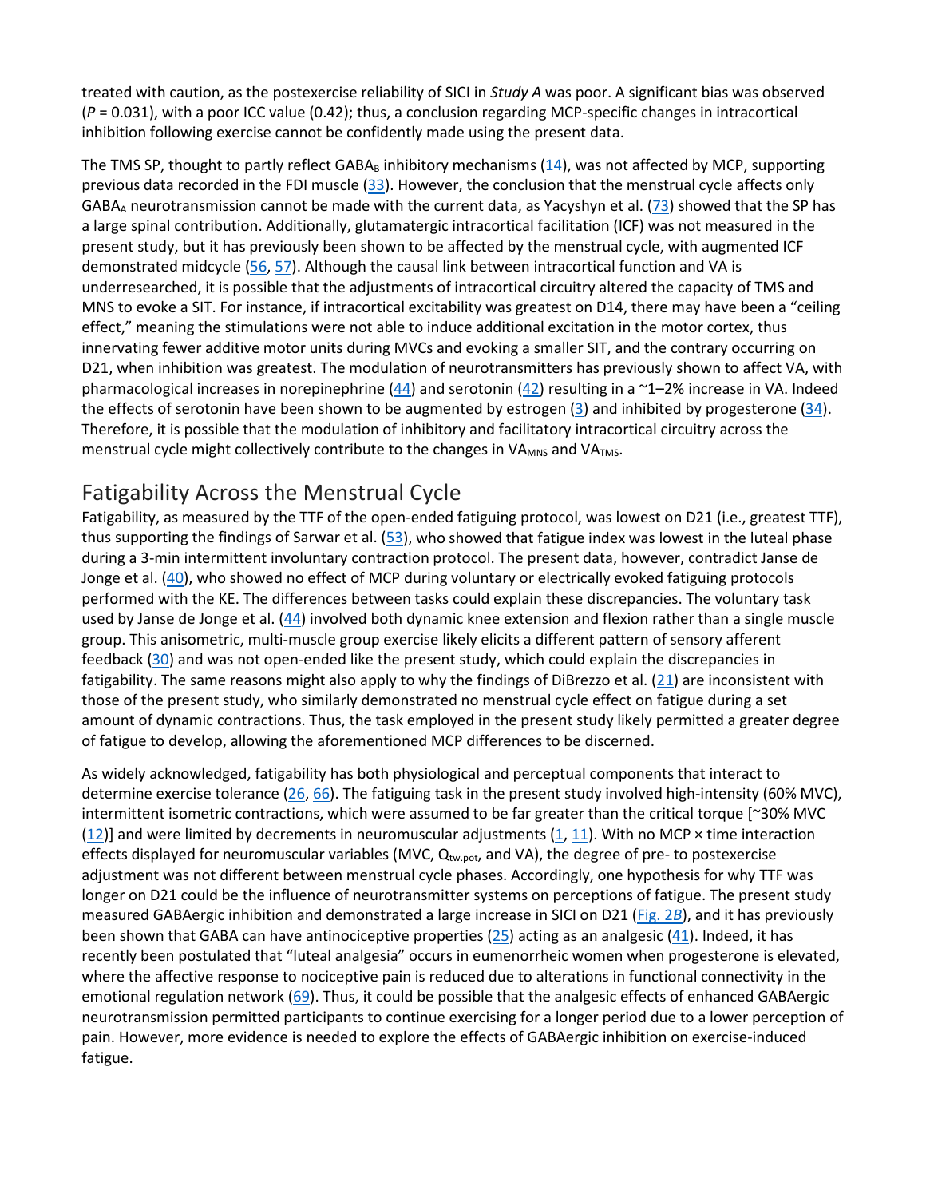treated with caution, as the postexercise reliability of SICI in *Study A* was poor. A significant bias was observed ($P$ = 0.031), with a poor ICC value (0.42); thus, a conclusion regarding MCP-specific changes in intracortical inhibition following exercise cannot be confidently made using the present data.

The TMS SP, thought to partly reflect $GABA_B$ inhibitory mechanisms (14), was not affected by MCP, supporting previous data recorded in the FDI muscle (33). However, the conclusion that the menstrual cycle affects only $GABA_A$ neurotransmission cannot be made with the current data, as Yacyshyn et al. (73) showed that the SP has a large spinal contribution. Additionally, glutamatergic intracortical facilitation (ICF) was not measured in the present study, but it has previously been shown to be affected by the menstrual cycle, with augmented ICF demonstrated midcycle (56, 57). Although the causal link between intracortical function and VA is underresearched, it is possible that the adjustments of intracortical circuitry altered the capacity of TMS and MNS to evoke a SIT. For instance, if intracortical excitability was greatest on D14, there may have been a "ceiling effect," meaning the stimulations were not able to induce additional excitation in the motor cortex, thus innervating fewer additive motor units during MVCs and evoking a smaller SIT, and the contrary occurring on D21, when inhibition was greatest. The modulation of neurotransmitters has previously shown to affect VA, with pharmacological increases in norepinephrine (44) and serotonin (42) resulting in a ~1–2% increase in VA. Indeed the effects of serotonin have been shown to be augmented by estrogen (3) and inhibited by progesterone (34). Therefore, it is possible that the modulation of inhibitory and facilitatory intracortical circuitry across the menstrual cycle might collectively contribute to the changes in $VA_{MNS}$ and $VA_{TMS}$.

## Fatigability Across the Menstrual Cycle

Fatigability, as measured by the TTF of the open-ended fatiguing protocol, was lowest on D21 (i.e., greatest TTF), thus supporting the findings of Sarwar et al. (53), who showed that fatigue index was lowest in the luteal phase during a 3-min intermittent involuntary contraction protocol. The present data, however, contradict Janse de Jonge et al. (40), who showed no effect of MCP during voluntary or electrically evoked fatiguing protocols performed with the KE. The differences between tasks could explain these discrepancies. The voluntary task used by Janse de Jonge et al. (44) involved both dynamic knee extension and flexion rather than a single muscle group. This anisometric, multi-muscle group exercise likely elicits a different pattern of sensory afferent feedback (30) and was not open-ended like the present study, which could explain the discrepancies in fatigability. The same reasons might also apply to why the findings of DiBrezzo et al. (21) are inconsistent with those of the present study, who similarly demonstrated no menstrual cycle effect on fatigue during a set amount of dynamic contractions. Thus, the task employed in the present study likely permitted a greater degree of fatigue to develop, allowing the aforementioned MCP differences to be discerned.

As widely acknowledged, fatigability has both physiological and perceptual components that interact to determine exercise tolerance (26, 66). The fatiguing task in the present study involved high-intensity (60% MVC), intermittent isometric contractions, which were assumed to be far greater than the critical torque [~30% MVC (12)] and were limited by decrements in neuromuscular adjustments (1, 11). With no MCP × time interaction effects displayed for neuromuscular variables (MVC, $Q_{tw.pot}$, and VA), the degree of pre- to postexercise adjustment was not different between menstrual cycle phases. Accordingly, one hypothesis for why TTF was longer on D21 could be the influence of neurotransmitter systems on perceptions of fatigue. The present study measured GABAergic inhibition and demonstrated a large increase in SICI on D21 (Fig. 2*B*), and it has previously been shown that GABA can have antinociceptive properties (25) acting as an analgesic (41). Indeed, it has recently been postulated that "luteal analgesia" occurs in eumenorrheic women when progesterone is elevated, where the affective response to nociceptive pain is reduced due to alterations in functional connectivity in the emotional regulation network (69). Thus, it could be possible that the analgesic effects of enhanced GABAergic neurotransmission permitted participants to continue exercising for a longer period due to a lower perception of pain. However, more evidence is needed to explore the effects of GABAergic inhibition on exercise-induced fatigue.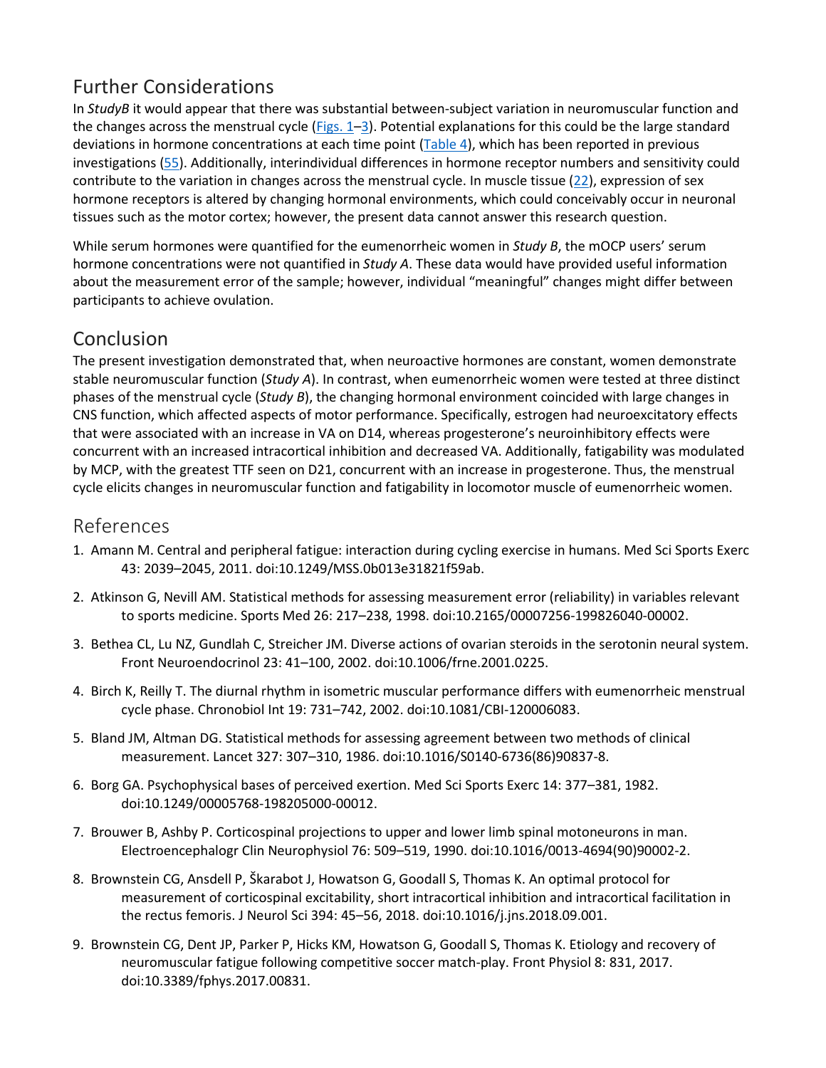## Further Considerations

In *StudyB* it would appear that there was substantial between-subject variation in neuromuscular function and the changes across the menstrual cycle (Figs. 1–3). Potential explanations for this could be the large standard deviations in hormone concentrations at each time point (Table 4), which has been reported in previous investigations (55). Additionally, interindividual differences in hormone receptor numbers and sensitivity could contribute to the variation in changes across the menstrual cycle. In muscle tissue (22), expression of sex hormone receptors is altered by changing hormonal environments, which could conceivably occur in neuronal tissues such as the motor cortex; however, the present data cannot answer this research question.

While serum hormones were quantified for the eumenorrheic women in *Study B*, the mOCP users' serum hormone concentrations were not quantified in *Study A*. These data would have provided useful information about the measurement error of the sample; however, individual "meaningful" changes might differ between participants to achieve ovulation.

## Conclusion

The present investigation demonstrated that, when neuroactive hormones are constant, women demonstrate stable neuromuscular function (*Study A*). In contrast, when eumenorrheic women were tested at three distinct phases of the menstrual cycle (*Study B*), the changing hormonal environment coincided with large changes in CNS function, which affected aspects of motor performance. Specifically, estrogen had neuroexcitatory effects that were associated with an increase in VA on D14, whereas progesterone's neuroinhibitory effects were concurrent with an increased intracortical inhibition and decreased VA. Additionally, fatigability was modulated by MCP, with the greatest TTF seen on D21, concurrent with an increase in progesterone. Thus, the menstrual cycle elicits changes in neuromuscular function and fatigability in locomotor muscle of eumenorrheic women.

## References

1. Amann M. Central and peripheral fatigue: interaction during cycling exercise in humans. Med Sci Sports Exerc 43: 2039–2045, 2011. doi:10.1249/MSS.0b013e31821f59ab.
2. Atkinson G, Nevill AM. Statistical methods for assessing measurement error (reliability) in variables relevant to sports medicine. Sports Med 26: 217–238, 1998. doi:10.2165/00007256-199826040-00002.
3. Bethea CL, Lu NZ, Gundlah C, Streicher JM. Diverse actions of ovarian steroids in the serotonin neural system. Front Neuroendocrinol 23: 41–100, 2002. doi:10.1006/frne.2001.0225.
4. Birch K, Reilly T. The diurnal rhythm in isometric muscular performance differs with eumenorrheic menstrual cycle phase. Chronobiol Int 19: 731–742, 2002. doi:10.1081/CBI-120006083.
5. Bland JM, Altman DG. Statistical methods for assessing agreement between two methods of clinical measurement. Lancet 327: 307–310, 1986. doi:10.1016/S0140-6736(86)90837-8.
6. Borg GA. Psychophysical bases of perceived exertion. Med Sci Sports Exerc 14: 377–381, 1982. doi:10.1249/00005768-198205000-00012.
7. Brouwer B, Ashby P. Corticospinal projections to upper and lower limb spinal motoneurons in man. Electroencephalogr Clin Neurophysiol 76: 509–519, 1990. doi:10.1016/0013-4694(90)90002-2.
8. Brownstein CG, Ansdell P, Škarabot J, Howatson G, Goodall S, Thomas K. An optimal protocol for measurement of corticospinal excitability, short intracortical inhibition and intracortical facilitation in the rectus femoris. J Neurol Sci 394: 45–56, 2018. doi:10.1016/j.jns.2018.09.001.
9. Brownstein CG, Dent JP, Parker P, Hicks KM, Howatson G, Goodall S, Thomas K. Etiology and recovery of neuromuscular fatigue following competitive soccer match-play. Front Physiol 8: 831, 2017. doi:10.3389/fphys.2017.00831.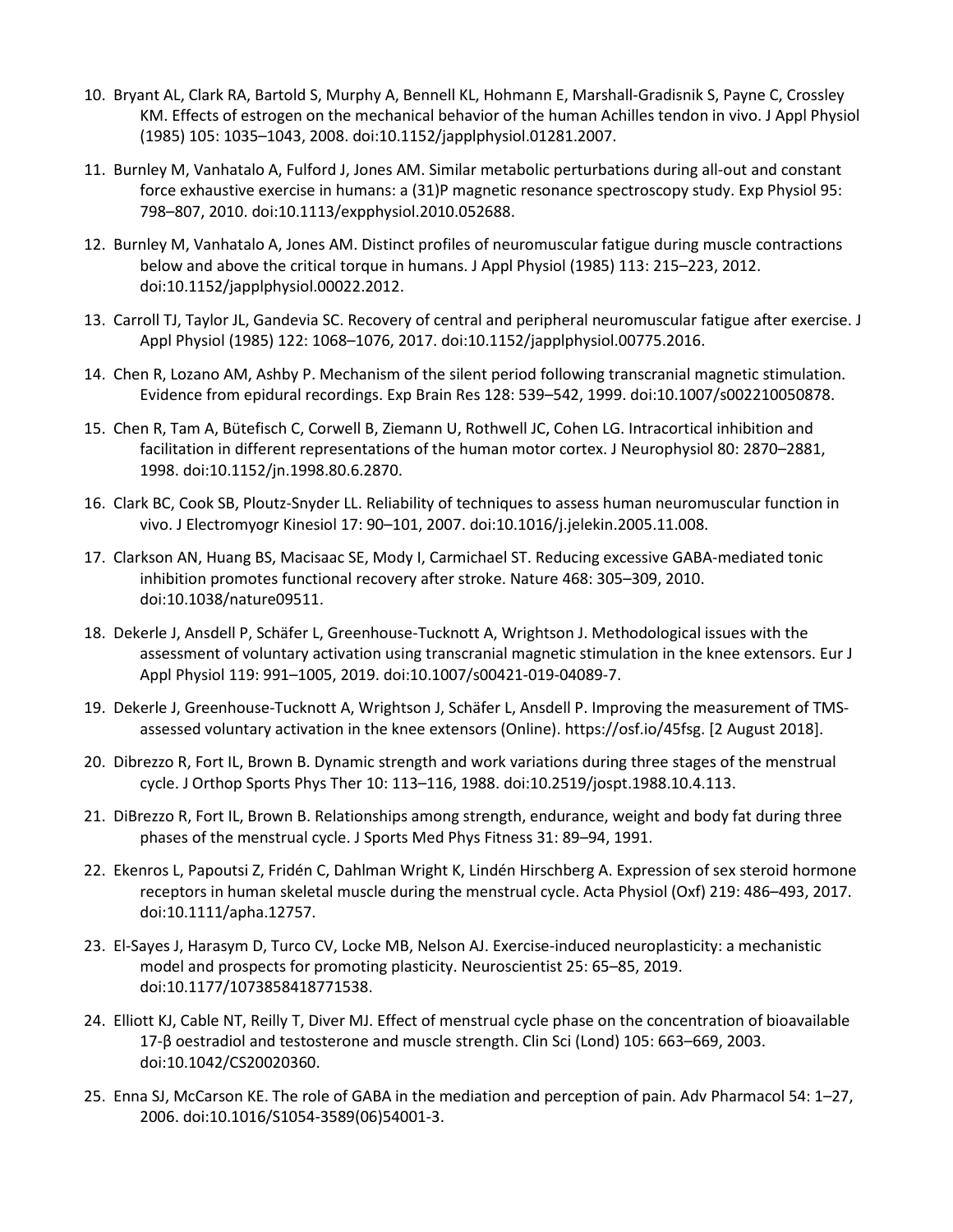10. Bryant AL, Clark RA, Bartold S, Murphy A, Bennell KL, Hohmann E, Marshall-Gradisnik S, Payne C, Crossley KM. Effects of estrogen on the mechanical behavior of the human Achilles tendon in vivo. J Appl Physiol (1985) 105: 1035–1043, 2008. doi:10.1152/japplphysiol.01281.2007.

11. Burnley M, Vanhatalo A, Fulford J, Jones AM. Similar metabolic perturbations during all-out and constant force exhaustive exercise in humans: a (31)P magnetic resonance spectroscopy study. Exp Physiol 95: 798–807, 2010. doi:10.1113/expphysiol.2010.052688.

12. Burnley M, Vanhatalo A, Jones AM. Distinct profiles of neuromuscular fatigue during muscle contractions below and above the critical torque in humans. J Appl Physiol (1985) 113: 215–223, 2012. doi:10.1152/japplphysiol.00022.2012.

13. Carroll TJ, Taylor JL, Gandevia SC. Recovery of central and peripheral neuromuscular fatigue after exercise. J Appl Physiol (1985) 122: 1068–1076, 2017. doi:10.1152/japplphysiol.00775.2016.

14. Chen R, Lozano AM, Ashby P. Mechanism of the silent period following transcranial magnetic stimulation. Evidence from epidural recordings. Exp Brain Res 128: 539–542, 1999. doi:10.1007/s002210050878.

15. Chen R, Tam A, Bütefisch C, Corwell B, Ziemann U, Rothwell JC, Cohen LG. Intracortical inhibition and facilitation in different representations of the human motor cortex. J Neurophysiol 80: 2870–2881, 1998. doi:10.1152/jn.1998.80.6.2870.

16. Clark BC, Cook SB, Ploutz-Snyder LL. Reliability of techniques to assess human neuromuscular function in vivo. J Electromyogr Kinesiol 17: 90–101, 2007. doi:10.1016/j.jelekin.2005.11.008.

17. Clarkson AN, Huang BS, Macisaac SE, Mody I, Carmichael ST. Reducing excessive GABA-mediated tonic inhibition promotes functional recovery after stroke. Nature 468: 305–309, 2010. doi:10.1038/nature09511.

18. Dekerle J, Ansdell P, Schäfer L, Greenhouse-Tucknott A, Wrightson J. Methodological issues with the assessment of voluntary activation using transcranial magnetic stimulation in the knee extensors. Eur J Appl Physiol 119: 991–1005, 2019. doi:10.1007/s00421-019-04089-7.

19. Dekerle J, Greenhouse-Tucknott A, Wrightson J, Schäfer L, Ansdell P. Improving the measurement of TMS-assessed voluntary activation in the knee extensors (Online). https://osf.io/45fsg. [2 August 2018].

20. Dibrezzo R, Fort IL, Brown B. Dynamic strength and work variations during three stages of the menstrual cycle. J Orthop Sports Phys Ther 10: 113–116, 1988. doi:10.2519/jospt.1988.10.4.113.

21. DiBrezzo R, Fort IL, Brown B. Relationships among strength, endurance, weight and body fat during three phases of the menstrual cycle. J Sports Med Phys Fitness 31: 89–94, 1991.

22. Ekenros L, Papoutsi Z, Fridén C, Dahlman Wright K, Lindén Hirschberg A. Expression of sex steroid hormone receptors in human skeletal muscle during the menstrual cycle. Acta Physiol (Oxf) 219: 486–493, 2017. doi:10.1111/apha.12757.

23. El-Sayes J, Harasym D, Turco CV, Locke MB, Nelson AJ. Exercise-induced neuroplasticity: a mechanistic model and prospects for promoting plasticity. Neuroscientist 25: 65–85, 2019. doi:10.1177/1073858418771538.

24. Elliott KJ, Cable NT, Reilly T, Diver MJ. Effect of menstrual cycle phase on the concentration of bioavailable 17-β oestradiol and testosterone and muscle strength. Clin Sci (Lond) 105: 663–669, 2003. doi:10.1042/CS20020360.

25. Enna SJ, McCarson KE. The role of GABA in the mediation and perception of pain. Adv Pharmacol 54: 1–27, 2006. doi:10.1016/S1054-3589(06)54001-3.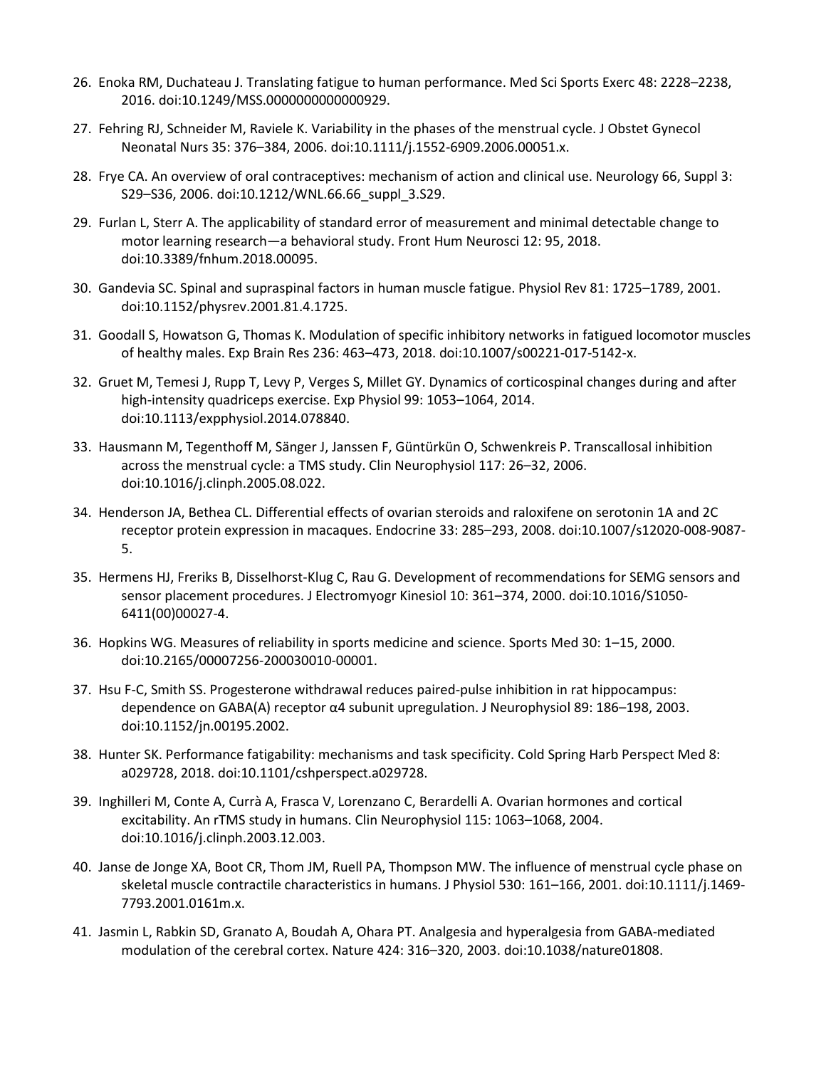26. Enoka RM, Duchateau J. Translating fatigue to human performance. Med Sci Sports Exerc 48: 2228–2238, 2016. doi:10.1249/MSS.0000000000000929.

27. Fehring RJ, Schneider M, Raviele K. Variability in the phases of the menstrual cycle. J Obstet Gynecol Neonatal Nurs 35: 376–384, 2006. doi:10.1111/j.1552-6909.2006.00051.x.

28. Frye CA. An overview of oral contraceptives: mechanism of action and clinical use. Neurology 66, Suppl 3: S29–S36, 2006. doi:10.1212/WNL.66.66_suppl_3.S29.

29. Furlan L, Sterr A. The applicability of standard error of measurement and minimal detectable change to motor learning research—a behavioral study. Front Hum Neurosci 12: 95, 2018. doi:10.3389/fnhum.2018.00095.

30. Gandevia SC. Spinal and supraspinal factors in human muscle fatigue. Physiol Rev 81: 1725–1789, 2001. doi:10.1152/physrev.2001.81.4.1725.

31. Goodall S, Howatson G, Thomas K. Modulation of specific inhibitory networks in fatigued locomotor muscles of healthy males. Exp Brain Res 236: 463–473, 2018. doi:10.1007/s00221-017-5142-x.

32. Gruet M, Temesi J, Rupp T, Levy P, Verges S, Millet GY. Dynamics of corticospinal changes during and after high-intensity quadriceps exercise. Exp Physiol 99: 1053–1064, 2014. doi:10.1113/expphysiol.2014.078840.

33. Hausmann M, Tegenthoff M, Sänger J, Janssen F, Güntürkün O, Schwenkreis P. Transcallosal inhibition across the menstrual cycle: a TMS study. Clin Neurophysiol 117: 26–32, 2006. doi:10.1016/j.clinph.2005.08.022.

34. Henderson JA, Bethea CL. Differential effects of ovarian steroids and raloxifene on serotonin 1A and 2C receptor protein expression in macaques. Endocrine 33: 285–293, 2008. doi:10.1007/s12020-008-9087-5.

35. Hermens HJ, Freriks B, Disselhorst-Klug C, Rau G. Development of recommendations for SEMG sensors and sensor placement procedures. J Electromyogr Kinesiol 10: 361–374, 2000. doi:10.1016/S1050-6411(00)00027-4.

36. Hopkins WG. Measures of reliability in sports medicine and science. Sports Med 30: 1–15, 2000. doi:10.2165/00007256-200030010-00001.

37. Hsu F-C, Smith SS. Progesterone withdrawal reduces paired-pulse inhibition in rat hippocampus: dependence on GABA(A) receptor α4 subunit upregulation. J Neurophysiol 89: 186–198, 2003. doi:10.1152/jn.00195.2002.

38. Hunter SK. Performance fatigability: mechanisms and task specificity. Cold Spring Harb Perspect Med 8: a029728, 2018. doi:10.1101/cshperspect.a029728.

39. Inghilleri M, Conte A, Currà A, Frasca V, Lorenzano C, Berardelli A. Ovarian hormones and cortical excitability. An rTMS study in humans. Clin Neurophysiol 115: 1063–1068, 2004. doi:10.1016/j.clinph.2003.12.003.

40. Janse de Jonge XA, Boot CR, Thom JM, Ruell PA, Thompson MW. The influence of menstrual cycle phase on skeletal muscle contractile characteristics in humans. J Physiol 530: 161–166, 2001. doi:10.1111/j.1469-7793.2001.0161m.x.

41. Jasmin L, Rabkin SD, Granato A, Boudah A, Ohara PT. Analgesia and hyperalgesia from GABA-mediated modulation of the cerebral cortex. Nature 424: 316–320, 2003. doi:10.1038/nature01808.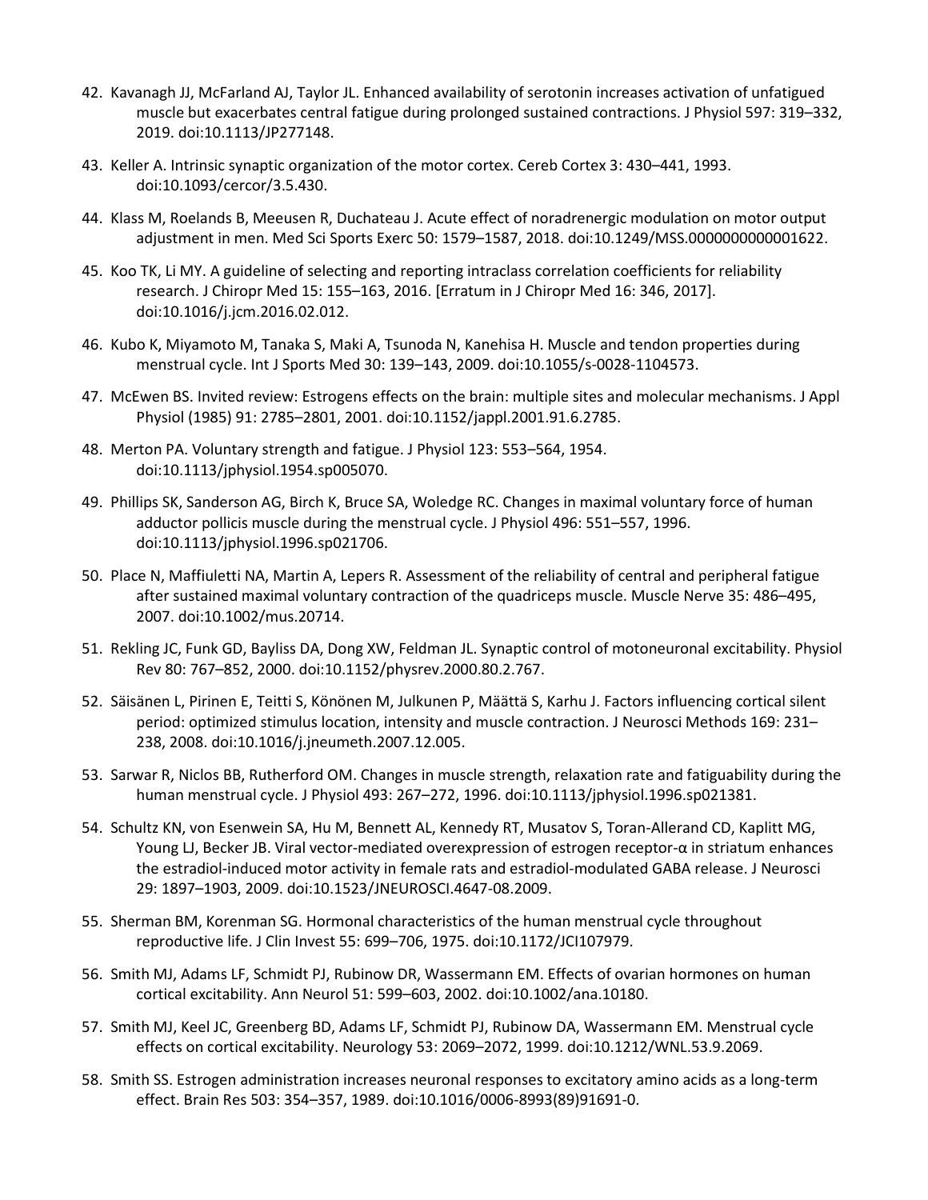42. Kavanagh JJ, McFarland AJ, Taylor JL. Enhanced availability of serotonin increases activation of unfatigued muscle but exacerbates central fatigue during prolonged sustained contractions. J Physiol 597: 319–332, 2019. doi:10.1113/JP277148.

43. Keller A. Intrinsic synaptic organization of the motor cortex. Cereb Cortex 3: 430–441, 1993. doi:10.1093/cercor/3.5.430.

44. Klass M, Roelands B, Meeusen R, Duchateau J. Acute effect of noradrenergic modulation on motor output adjustment in men. Med Sci Sports Exerc 50: 1579–1587, 2018. doi:10.1249/MSS.0000000000001622.

45. Koo TK, Li MY. A guideline of selecting and reporting intraclass correlation coefficients for reliability research. J Chiropr Med 15: 155–163, 2016. [Erratum in J Chiropr Med 16: 346, 2017]. doi:10.1016/j.jcm.2016.02.012.

46. Kubo K, Miyamoto M, Tanaka S, Maki A, Tsunoda N, Kanehisa H. Muscle and tendon properties during menstrual cycle. Int J Sports Med 30: 139–143, 2009. doi:10.1055/s-0028-1104573.

47. McEwen BS. Invited review: Estrogens effects on the brain: multiple sites and molecular mechanisms. J Appl Physiol (1985) 91: 2785–2801, 2001. doi:10.1152/jappl.2001.91.6.2785.

48. Merton PA. Voluntary strength and fatigue. J Physiol 123: 553–564, 1954. doi:10.1113/jphysiol.1954.sp005070.

49. Phillips SK, Sanderson AG, Birch K, Bruce SA, Woledge RC. Changes in maximal voluntary force of human adductor pollicis muscle during the menstrual cycle. J Physiol 496: 551–557, 1996. doi:10.1113/jphysiol.1996.sp021706.

50. Place N, Maffiuletti NA, Martin A, Lepers R. Assessment of the reliability of central and peripheral fatigue after sustained maximal voluntary contraction of the quadriceps muscle. Muscle Nerve 35: 486–495, 2007. doi:10.1002/mus.20714.

51. Rekling JC, Funk GD, Bayliss DA, Dong XW, Feldman JL. Synaptic control of motoneuronal excitability. Physiol Rev 80: 767–852, 2000. doi:10.1152/physrev.2000.80.2.767.

52. Säisänen L, Pirinen E, Teitti S, Könönen M, Julkunen P, Määttä S, Karhu J. Factors influencing cortical silent period: optimized stimulus location, intensity and muscle contraction. J Neurosci Methods 169: 231–238, 2008. doi:10.1016/j.jneumeth.2007.12.005.

53. Sarwar R, Niclos BB, Rutherford OM. Changes in muscle strength, relaxation rate and fatiguability during the human menstrual cycle. J Physiol 493: 267–272, 1996. doi:10.1113/jphysiol.1996.sp021381.

54. Schultz KN, von Esenwein SA, Hu M, Bennett AL, Kennedy RT, Musatov S, Toran-Allerand CD, Kaplitt MG, Young LJ, Becker JB. Viral vector-mediated overexpression of estrogen receptor-α in striatum enhances the estradiol-induced motor activity in female rats and estradiol-modulated GABA release. J Neurosci 29: 1897–1903, 2009. doi:10.1523/JNEUROSCI.4647-08.2009.

55. Sherman BM, Korenman SG. Hormonal characteristics of the human menstrual cycle throughout reproductive life. J Clin Invest 55: 699–706, 1975. doi:10.1172/JCI107979.

56. Smith MJ, Adams LF, Schmidt PJ, Rubinow DR, Wassermann EM. Effects of ovarian hormones on human cortical excitability. Ann Neurol 51: 599–603, 2002. doi:10.1002/ana.10180.

57. Smith MJ, Keel JC, Greenberg BD, Adams LF, Schmidt PJ, Rubinow DA, Wassermann EM. Menstrual cycle effects on cortical excitability. Neurology 53: 2069–2072, 1999. doi:10.1212/WNL.53.9.2069.

58. Smith SS. Estrogen administration increases neuronal responses to excitatory amino acids as a long-term effect. Brain Res 503: 354–357, 1989. doi:10.1016/0006-8993(89)91691-0.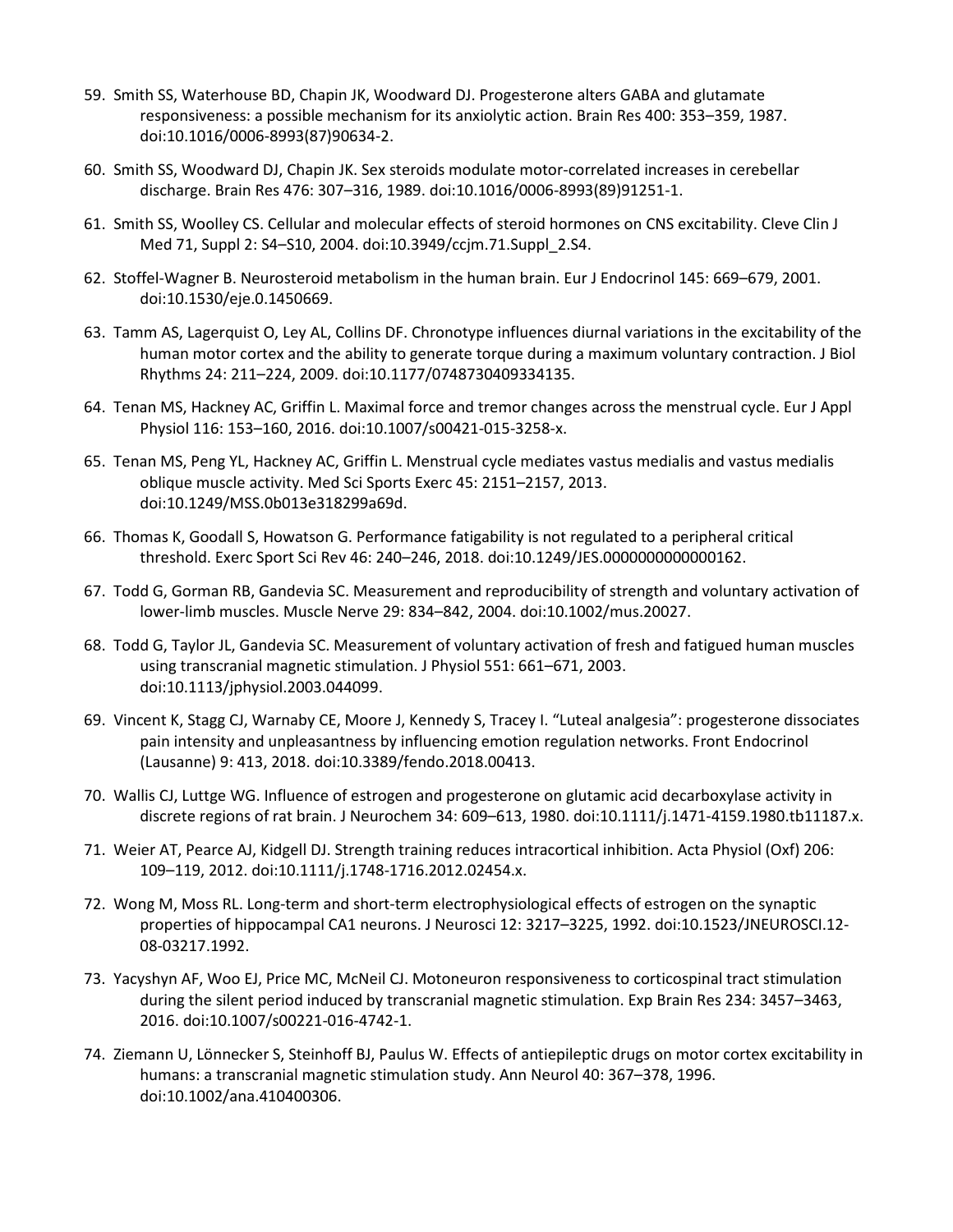59. Smith SS, Waterhouse BD, Chapin JK, Woodward DJ. Progesterone alters GABA and glutamate responsiveness: a possible mechanism for its anxiolytic action. Brain Res 400: 353–359, 1987. doi:10.1016/0006-8993(87)90634-2.

60. Smith SS, Woodward DJ, Chapin JK. Sex steroids modulate motor-correlated increases in cerebellar discharge. Brain Res 476: 307–316, 1989. doi:10.1016/0006-8993(89)91251-1.

61. Smith SS, Woolley CS. Cellular and molecular effects of steroid hormones on CNS excitability. Cleve Clin J Med 71, Suppl 2: S4–S10, 2004. doi:10.3949/ccjm.71.Suppl_2.S4.

62. Stoffel-Wagner B. Neurosteroid metabolism in the human brain. Eur J Endocrinol 145: 669–679, 2001. doi:10.1530/eje.0.1450669.

63. Tamm AS, Lagerquist O, Ley AL, Collins DF. Chronotype influences diurnal variations in the excitability of the human motor cortex and the ability to generate torque during a maximum voluntary contraction. J Biol Rhythms 24: 211–224, 2009. doi:10.1177/0748730409334135.

64. Tenan MS, Hackney AC, Griffin L. Maximal force and tremor changes across the menstrual cycle. Eur J Appl Physiol 116: 153–160, 2016. doi:10.1007/s00421-015-3258-x.

65. Tenan MS, Peng YL, Hackney AC, Griffin L. Menstrual cycle mediates vastus medialis and vastus medialis oblique muscle activity. Med Sci Sports Exerc 45: 2151–2157, 2013. doi:10.1249/MSS.0b013e318299a69d.

66. Thomas K, Goodall S, Howatson G. Performance fatigability is not regulated to a peripheral critical threshold. Exerc Sport Sci Rev 46: 240–246, 2018. doi:10.1249/JES.0000000000000162.

67. Todd G, Gorman RB, Gandevia SC. Measurement and reproducibility of strength and voluntary activation of lower-limb muscles. Muscle Nerve 29: 834–842, 2004. doi:10.1002/mus.20027.

68. Todd G, Taylor JL, Gandevia SC. Measurement of voluntary activation of fresh and fatigued human muscles using transcranial magnetic stimulation. J Physiol 551: 661–671, 2003. doi:10.1113/jphysiol.2003.044099.

69. Vincent K, Stagg CJ, Warnaby CE, Moore J, Kennedy S, Tracey I. "Luteal analgesia": progesterone dissociates pain intensity and unpleasantness by influencing emotion regulation networks. Front Endocrinol (Lausanne) 9: 413, 2018. doi:10.3389/fendo.2018.00413.

70. Wallis CJ, Luttge WG. Influence of estrogen and progesterone on glutamic acid decarboxylase activity in discrete regions of rat brain. J Neurochem 34: 609–613, 1980. doi:10.1111/j.1471-4159.1980.tb11187.x.

71. Weier AT, Pearce AJ, Kidgell DJ. Strength training reduces intracortical inhibition. Acta Physiol (Oxf) 206: 109–119, 2012. doi:10.1111/j.1748-1716.2012.02454.x.

72. Wong M, Moss RL. Long-term and short-term electrophysiological effects of estrogen on the synaptic properties of hippocampal CA1 neurons. J Neurosci 12: 3217–3225, 1992. doi:10.1523/JNEUROSCI.12-08-03217.1992.

73. Yacyshyn AF, Woo EJ, Price MC, McNeil CJ. Motoneuron responsiveness to corticospinal tract stimulation during the silent period induced by transcranial magnetic stimulation. Exp Brain Res 234: 3457–3463, 2016. doi:10.1007/s00221-016-4742-1.

74. Ziemann U, Lönnecker S, Steinhoff BJ, Paulus W. Effects of antiepileptic drugs on motor cortex excitability in humans: a transcranial magnetic stimulation study. Ann Neurol 40: 367–378, 1996. doi:10.1002/ana.410400306.